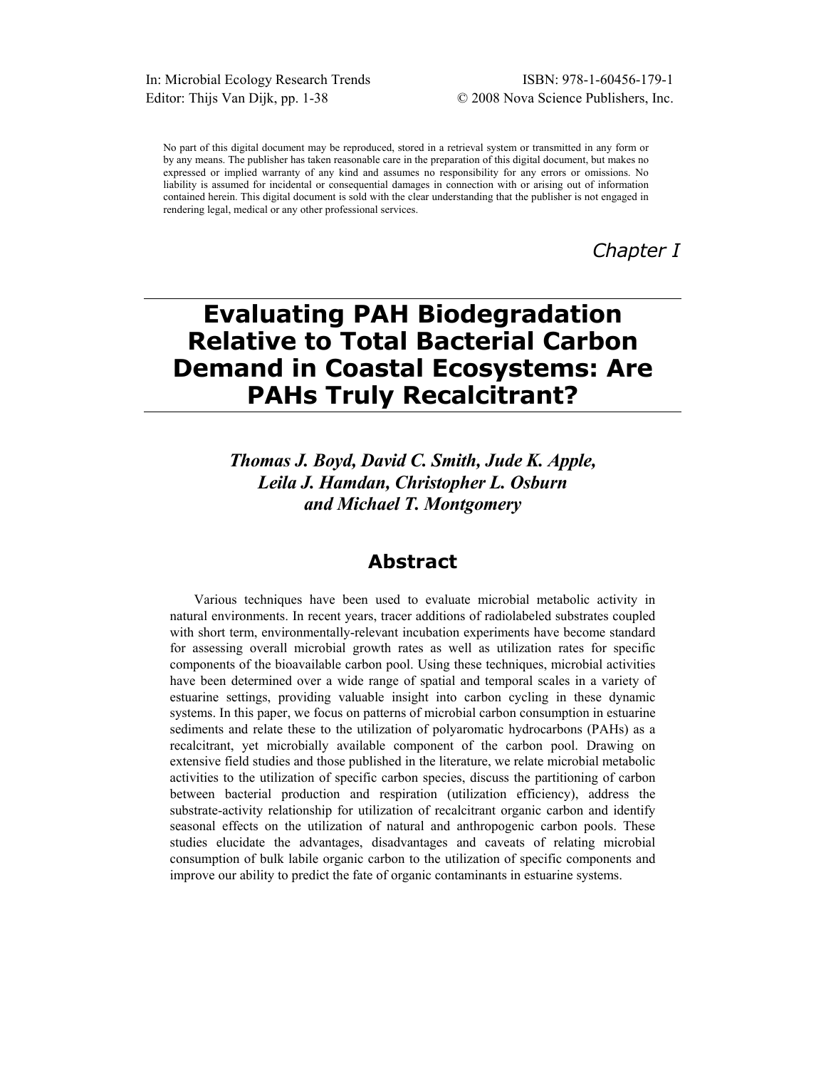In: Microbial Ecology Research Trends
Editor: Thijs Van Dijk, pp. 1-38

ISBN: 978-1-60456-179-1
© 2008 Nova Science Publishers, Inc.

No part of this digital document may be reproduced, stored in a retrieval system or transmitted in any form or by any means. The publisher has taken reasonable care in the preparation of this digital document, but makes no expressed or implied warranty of any kind and assumes no responsibility for any errors or omissions. No liability is assumed for incidental or consequential damages in connection with or arising out of information contained herein. This digital document is sold with the clear understanding that the publisher is not engaged in rendering legal, medical or any other professional services.

*Chapter I*

# Evaluating PAH Biodegradation Relative to Total Bacterial Carbon Demand in Coastal Ecosystems: Are PAHs Truly Recalcitrant?

***Thomas J. Boyd, David C. Smith, Jude K. Apple, Leila J. Hamdan, Christopher L. Osburn and Michael T. Montgomery***

## Abstract

Various techniques have been used to evaluate microbial metabolic activity in natural environments. In recent years, tracer additions of radiolabeled substrates coupled with short term, environmentally-relevant incubation experiments have become standard for assessing overall microbial growth rates as well as utilization rates for specific components of the bioavailable carbon pool. Using these techniques, microbial activities have been determined over a wide range of spatial and temporal scales in a variety of estuarine settings, providing valuable insight into carbon cycling in these dynamic systems. In this paper, we focus on patterns of microbial carbon consumption in estuarine sediments and relate these to the utilization of polyaromatic hydrocarbons (PAHs) as a recalcitrant, yet microbially available component of the carbon pool. Drawing on extensive field studies and those published in the literature, we relate microbial metabolic activities to the utilization of specific carbon species, discuss the partitioning of carbon between bacterial production and respiration (utilization efficiency), address the substrate-activity relationship for utilization of recalcitrant organic carbon and identify seasonal effects on the utilization of natural and anthropogenic carbon pools. These studies elucidate the advantages, disadvantages and caveats of relating microbial consumption of bulk labile organic carbon to the utilization of specific components and improve our ability to predict the fate of organic contaminants in estuarine systems.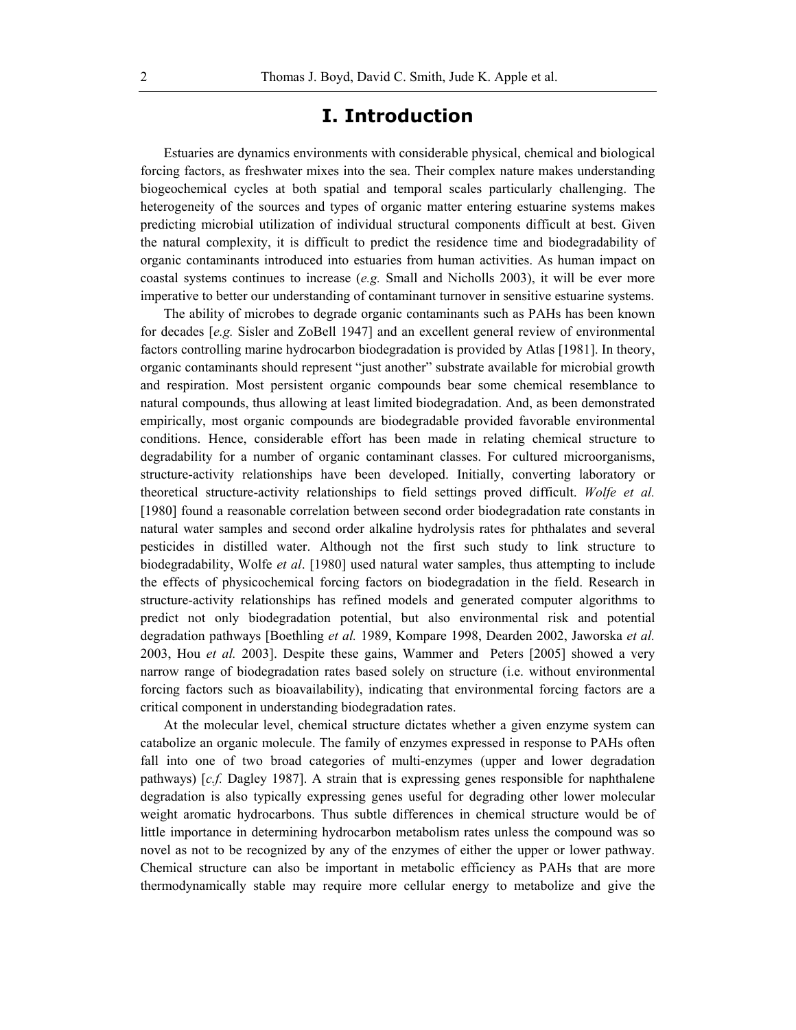# I. Introduction

Estuaries are dynamics environments with considerable physical, chemical and biological forcing factors, as freshwater mixes into the sea. Their complex nature makes understanding biogeochemical cycles at both spatial and temporal scales particularly challenging. The heterogeneity of the sources and types of organic matter entering estuarine systems makes predicting microbial utilization of individual structural components difficult at best. Given the natural complexity, it is difficult to predict the residence time and biodegradability of organic contaminants introduced into estuaries from human activities. As human impact on coastal systems continues to increase (*e.g.* Small and Nicholls 2003), it will be ever more imperative to better our understanding of contaminant turnover in sensitive estuarine systems.

The ability of microbes to degrade organic contaminants such as PAHs has been known for decades [*e.g.* Sisler and ZoBell 1947] and an excellent general review of environmental factors controlling marine hydrocarbon biodegradation is provided by Atlas [1981]. In theory, organic contaminants should represent "just another" substrate available for microbial growth and respiration. Most persistent organic compounds bear some chemical resemblance to natural compounds, thus allowing at least limited biodegradation. And, as been demonstrated empirically, most organic compounds are biodegradable provided favorable environmental conditions. Hence, considerable effort has been made in relating chemical structure to degradability for a number of organic contaminant classes. For cultured microorganisms, structure-activity relationships have been developed. Initially, converting laboratory or theoretical structure-activity relationships to field settings proved difficult. *Wolfe et al.* [1980] found a reasonable correlation between second order biodegradation rate constants in natural water samples and second order alkaline hydrolysis rates for phthalates and several pesticides in distilled water. Although not the first such study to link structure to biodegradability, Wolfe *et al*. [1980] used natural water samples, thus attempting to include the effects of physicochemical forcing factors on biodegradation in the field. Research in structure-activity relationships has refined models and generated computer algorithms to predict not only biodegradation potential, but also environmental risk and potential degradation pathways [Boethling *et al.* 1989, Kompare 1998, Dearden 2002, Jaworska *et al.* 2003, Hou *et al.* 2003]. Despite these gains, Wammer and Peters [2005] showed a very narrow range of biodegradation rates based solely on structure (i.e. without environmental forcing factors such as bioavailability), indicating that environmental forcing factors are a critical component in understanding biodegradation rates.

At the molecular level, chemical structure dictates whether a given enzyme system can catabolize an organic molecule. The family of enzymes expressed in response to PAHs often fall into one of two broad categories of multi-enzymes (upper and lower degradation pathways) [*c.f.* Dagley 1987]. A strain that is expressing genes responsible for naphthalene degradation is also typically expressing genes useful for degrading other lower molecular weight aromatic hydrocarbons. Thus subtle differences in chemical structure would be of little importance in determining hydrocarbon metabolism rates unless the compound was so novel as not to be recognized by any of the enzymes of either the upper or lower pathway. Chemical structure can also be important in metabolic efficiency as PAHs that are more thermodynamically stable may require more cellular energy to metabolize and give the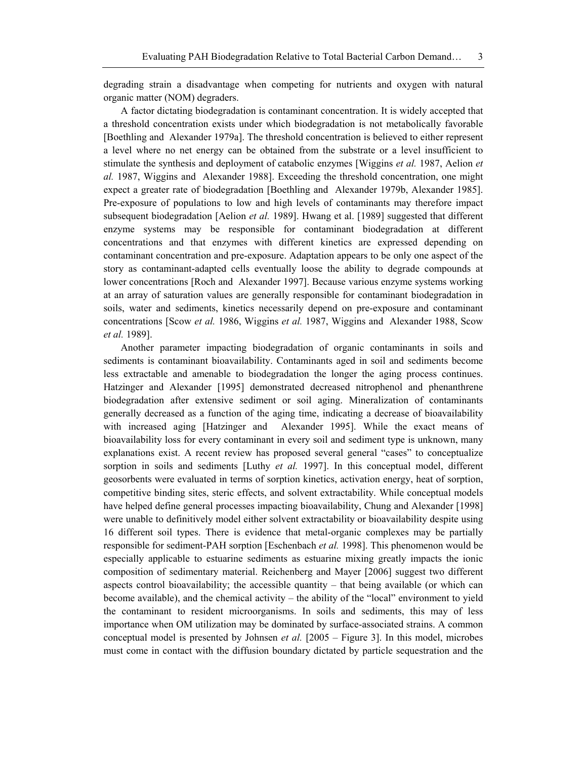degrading strain a disadvantage when competing for nutrients and oxygen with natural organic matter (NOM) degraders.

A factor dictating biodegradation is contaminant concentration. It is widely accepted that a threshold concentration exists under which biodegradation is not metabolically favorable [Boethling and Alexander 1979a]. The threshold concentration is believed to either represent a level where no net energy can be obtained from the substrate or a level insufficient to stimulate the synthesis and deployment of catabolic enzymes [Wiggins *et al.* 1987, Aelion *et al.* 1987, Wiggins and Alexander 1988]. Exceeding the threshold concentration, one might expect a greater rate of biodegradation [Boethling and Alexander 1979b, Alexander 1985]. Pre-exposure of populations to low and high levels of contaminants may therefore impact subsequent biodegradation [Aelion *et al.* 1989]. Hwang et al. [1989] suggested that different enzyme systems may be responsible for contaminant biodegradation at different concentrations and that enzymes with different kinetics are expressed depending on contaminant concentration and pre-exposure. Adaptation appears to be only one aspect of the story as contaminant-adapted cells eventually loose the ability to degrade compounds at lower concentrations [Roch and Alexander 1997]. Because various enzyme systems working at an array of saturation values are generally responsible for contaminant biodegradation in soils, water and sediments, kinetics necessarily depend on pre-exposure and contaminant concentrations [Scow *et al.* 1986, Wiggins *et al.* 1987, Wiggins and Alexander 1988, Scow *et al.* 1989].

Another parameter impacting biodegradation of organic contaminants in soils and sediments is contaminant bioavailability. Contaminants aged in soil and sediments become less extractable and amenable to biodegradation the longer the aging process continues. Hatzinger and Alexander [1995] demonstrated decreased nitrophenol and phenanthrene biodegradation after extensive sediment or soil aging. Mineralization of contaminants generally decreased as a function of the aging time, indicating a decrease of bioavailability with increased aging [Hatzinger and Alexander 1995]. While the exact means of bioavailability loss for every contaminant in every soil and sediment type is unknown, many explanations exist. A recent review has proposed several general "cases" to conceptualize sorption in soils and sediments [Luthy *et al.* 1997]. In this conceptual model, different geosorbents were evaluated in terms of sorption kinetics, activation energy, heat of sorption, competitive binding sites, steric effects, and solvent extractability. While conceptual models have helped define general processes impacting bioavailability, Chung and Alexander [1998] were unable to definitively model either solvent extractability or bioavailability despite using 16 different soil types. There is evidence that metal-organic complexes may be partially responsible for sediment-PAH sorption [Eschenbach *et al.* 1998]. This phenomenon would be especially applicable to estuarine sediments as estuarine mixing greatly impacts the ionic composition of sedimentary material. Reichenberg and Mayer [2006] suggest two different aspects control bioavailability; the accessible quantity – that being available (or which can become available), and the chemical activity – the ability of the "local" environment to yield the contaminant to resident microorganisms. In soils and sediments, this may of less importance when OM utilization may be dominated by surface-associated strains. A common conceptual model is presented by Johnsen *et al.* [2005 – Figure 3]. In this model, microbes must come in contact with the diffusion boundary dictated by particle sequestration and the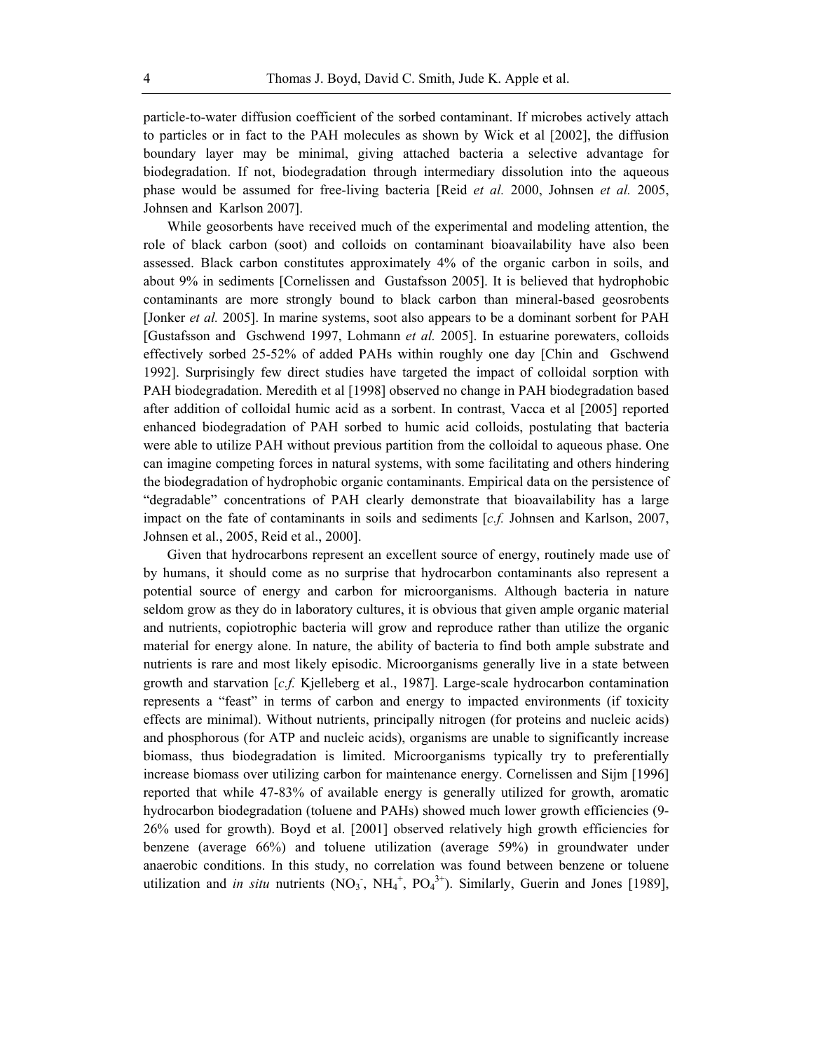particle-to-water diffusion coefficient of the sorbed contaminant. If microbes actively attach to particles or in fact to the PAH molecules as shown by Wick et al [2002], the diffusion boundary layer may be minimal, giving attached bacteria a selective advantage for biodegradation. If not, biodegradation through intermediary dissolution into the aqueous phase would be assumed for free-living bacteria [Reid *et al.* 2000, Johnsen *et al.* 2005, Johnsen and Karlson 2007].

While geosorbents have received much of the experimental and modeling attention, the role of black carbon (soot) and colloids on contaminant bioavailability have also been assessed. Black carbon constitutes approximately 4% of the organic carbon in soils, and about 9% in sediments [Cornelissen and Gustafsson 2005]. It is believed that hydrophobic contaminants are more strongly bound to black carbon than mineral-based geosrobents [Jonker *et al.* 2005]. In marine systems, soot also appears to be a dominant sorbent for PAH [Gustafsson and Gschwend 1997, Lohmann *et al.* 2005]. In estuarine porewaters, colloids effectively sorbed 25-52% of added PAHs within roughly one day [Chin and Gschwend 1992]. Surprisingly few direct studies have targeted the impact of colloidal sorption with PAH biodegradation. Meredith et al [1998] observed no change in PAH biodegradation based after addition of colloidal humic acid as a sorbent. In contrast, Vacca et al [2005] reported enhanced biodegradation of PAH sorbed to humic acid colloids, postulating that bacteria were able to utilize PAH without previous partition from the colloidal to aqueous phase. One can imagine competing forces in natural systems, with some facilitating and others hindering the biodegradation of hydrophobic organic contaminants. Empirical data on the persistence of "degradable" concentrations of PAH clearly demonstrate that bioavailability has a large impact on the fate of contaminants in soils and sediments [*c.f.* Johnsen and Karlson, 2007, Johnsen et al., 2005, Reid et al., 2000].

Given that hydrocarbons represent an excellent source of energy, routinely made use of by humans, it should come as no surprise that hydrocarbon contaminants also represent a potential source of energy and carbon for microorganisms. Although bacteria in nature seldom grow as they do in laboratory cultures, it is obvious that given ample organic material and nutrients, copiotrophic bacteria will grow and reproduce rather than utilize the organic material for energy alone. In nature, the ability of bacteria to find both ample substrate and nutrients is rare and most likely episodic. Microorganisms generally live in a state between growth and starvation [*c.f.* Kjelleberg et al., 1987]. Large-scale hydrocarbon contamination represents a "feast" in terms of carbon and energy to impacted environments (if toxicity effects are minimal). Without nutrients, principally nitrogen (for proteins and nucleic acids) and phosphorous (for ATP and nucleic acids), organisms are unable to significantly increase biomass, thus biodegradation is limited. Microorganisms typically try to preferentially increase biomass over utilizing carbon for maintenance energy. Cornelissen and Sijm [1996] reported that while 47-83% of available energy is generally utilized for growth, aromatic hydrocarbon biodegradation (toluene and PAHs) showed much lower growth efficiencies (9-26% used for growth). Boyd et al. [2001] observed relatively high growth efficiencies for benzene (average 66%) and toluene utilization (average 59%) in groundwater under anaerobic conditions. In this study, no correlation was found between benzene or toluene utilization and *in situ* nutrients ($NO_3^-$, $NH_4^+$, $PO_4^{3+}$). Similarly, Guerin and Jones [1989],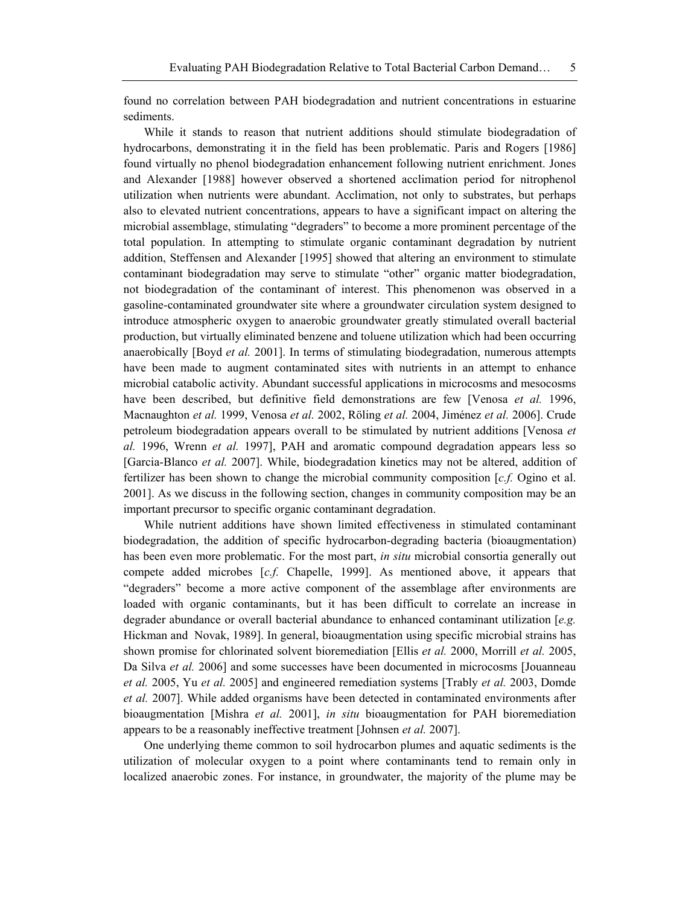found no correlation between PAH biodegradation and nutrient concentrations in estuarine sediments.

While it stands to reason that nutrient additions should stimulate biodegradation of hydrocarbons, demonstrating it in the field has been problematic. Paris and Rogers [1986] found virtually no phenol biodegradation enhancement following nutrient enrichment. Jones and Alexander [1988] however observed a shortened acclimation period for nitrophenol utilization when nutrients were abundant. Acclimation, not only to substrates, but perhaps also to elevated nutrient concentrations, appears to have a significant impact on altering the microbial assemblage, stimulating "degraders" to become a more prominent percentage of the total population. In attempting to stimulate organic contaminant degradation by nutrient addition, Steffensen and Alexander [1995] showed that altering an environment to stimulate contaminant biodegradation may serve to stimulate "other" organic matter biodegradation, not biodegradation of the contaminant of interest. This phenomenon was observed in a gasoline-contaminated groundwater site where a groundwater circulation system designed to introduce atmospheric oxygen to anaerobic groundwater greatly stimulated overall bacterial production, but virtually eliminated benzene and toluene utilization which had been occurring anaerobically [Boyd *et al.* 2001]. In terms of stimulating biodegradation, numerous attempts have been made to augment contaminated sites with nutrients in an attempt to enhance microbial catabolic activity. Abundant successful applications in microcosms and mesocosms have been described, but definitive field demonstrations are few [Venosa *et al.* 1996, Macnaughton *et al.* 1999, Venosa *et al.* 2002, Röling *et al.* 2004, Jiménez *et al.* 2006]. Crude petroleum biodegradation appears overall to be stimulated by nutrient additions [Venosa *et al.* 1996, Wrenn *et al.* 1997], PAH and aromatic compound degradation appears less so [Garcia-Blanco *et al.* 2007]. While, biodegradation kinetics may not be altered, addition of fertilizer has been shown to change the microbial community composition [*c.f.* Ogino et al. 2001]. As we discuss in the following section, changes in community composition may be an important precursor to specific organic contaminant degradation.

While nutrient additions have shown limited effectiveness in stimulated contaminant biodegradation, the addition of specific hydrocarbon-degrading bacteria (bioaugmentation) has been even more problematic. For the most part, *in situ* microbial consortia generally out compete added microbes [*c.f.* Chapelle, 1999]. As mentioned above, it appears that "degraders" become a more active component of the assemblage after environments are loaded with organic contaminants, but it has been difficult to correlate an increase in degrader abundance or overall bacterial abundance to enhanced contaminant utilization [*e.g.* Hickman and Novak, 1989]. In general, bioaugmentation using specific microbial strains has shown promise for chlorinated solvent bioremediation [Ellis *et al.* 2000, Morrill *et al.* 2005, Da Silva *et al.* 2006] and some successes have been documented in microcosms [Jouanneau *et al.* 2005, Yu *et al.* 2005] and engineered remediation systems [Trably *et al.* 2003, Domde *et al.* 2007]. While added organisms have been detected in contaminated environments after bioaugmentation [Mishra *et al.* 2001], *in situ* bioaugmentation for PAH bioremediation appears to be a reasonably ineffective treatment [Johnsen *et al.* 2007].

One underlying theme common to soil hydrocarbon plumes and aquatic sediments is the utilization of molecular oxygen to a point where contaminants tend to remain only in localized anaerobic zones. For instance, in groundwater, the majority of the plume may be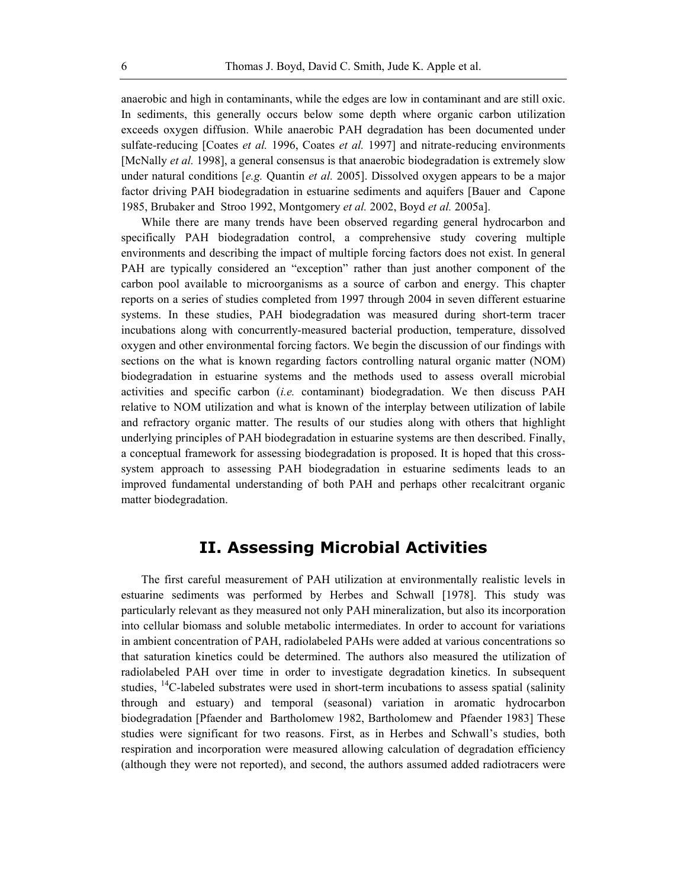anaerobic and high in contaminants, while the edges are low in contaminant and are still oxic. In sediments, this generally occurs below some depth where organic carbon utilization exceeds oxygen diffusion. While anaerobic PAH degradation has been documented under sulfate-reducing [Coates *et al.* 1996, Coates *et al.* 1997] and nitrate-reducing environments [McNally *et al.* 1998], a general consensus is that anaerobic biodegradation is extremely slow under natural conditions [*e.g.* Quantin *et al.* 2005]. Dissolved oxygen appears to be a major factor driving PAH biodegradation in estuarine sediments and aquifers [Bauer and Capone 1985, Brubaker and Stroo 1992, Montgomery *et al.* 2002, Boyd *et al.* 2005a].

While there are many trends have been observed regarding general hydrocarbon and specifically PAH biodegradation control, a comprehensive study covering multiple environments and describing the impact of multiple forcing factors does not exist. In general PAH are typically considered an "exception" rather than just another component of the carbon pool available to microorganisms as a source of carbon and energy. This chapter reports on a series of studies completed from 1997 through 2004 in seven different estuarine systems. In these studies, PAH biodegradation was measured during short-term tracer incubations along with concurrently-measured bacterial production, temperature, dissolved oxygen and other environmental forcing factors. We begin the discussion of our findings with sections on the what is known regarding factors controlling natural organic matter (NOM) biodegradation in estuarine systems and the methods used to assess overall microbial activities and specific carbon (*i.e.* contaminant) biodegradation. We then discuss PAH relative to NOM utilization and what is known of the interplay between utilization of labile and refractory organic matter. The results of our studies along with others that highlight underlying principles of PAH biodegradation in estuarine systems are then described. Finally, a conceptual framework for assessing biodegradation is proposed. It is hoped that this cross-system approach to assessing PAH biodegradation in estuarine sediments leads to an improved fundamental understanding of both PAH and perhaps other recalcitrant organic matter biodegradation.

## II. Assessing Microbial Activities

The first careful measurement of PAH utilization at environmentally realistic levels in estuarine sediments was performed by Herbes and Schwall [1978]. This study was particularly relevant as they measured not only PAH mineralization, but also its incorporation into cellular biomass and soluble metabolic intermediates. In order to account for variations in ambient concentration of PAH, radiolabeled PAHs were added at various concentrations so that saturation kinetics could be determined. The authors also measured the utilization of radiolabeled PAH over time in order to investigate degradation kinetics. In subsequent studies, $^{14}C$-labeled substrates were used in short-term incubations to assess spatial (salinity through and estuary) and temporal (seasonal) variation in aromatic hydrocarbon biodegradation [Pfaender and Bartholomew 1982, Bartholomew and Pfaender 1983] These studies were significant for two reasons. First, as in Herbes and Schwall's studies, both respiration and incorporation were measured allowing calculation of degradation efficiency (although they were not reported), and second, the authors assumed added radiotracers were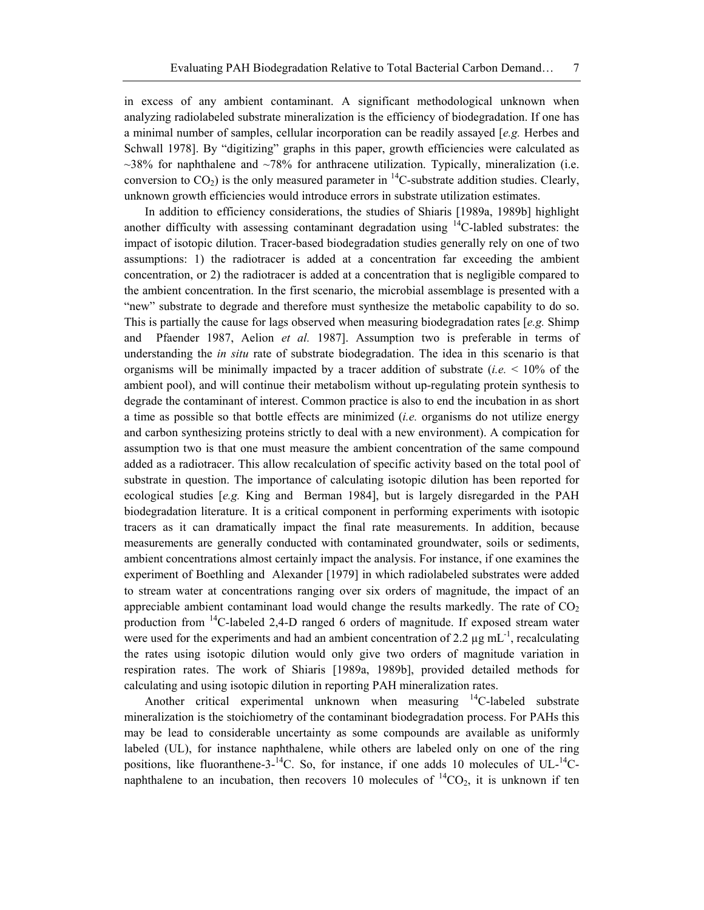in excess of any ambient contaminant. A significant methodological unknown when analyzing radiolabeled substrate mineralization is the efficiency of biodegradation. If one has a minimal number of samples, cellular incorporation can be readily assayed [*e.g.* Herbes and Schwall 1978]. By "digitizing" graphs in this paper, growth efficiencies were calculated as ~38% for naphthalene and ~78% for anthracene utilization. Typically, mineralization (i.e. conversion to $CO_2$) is the only measured parameter in $^{14}C$-substrate addition studies. Clearly, unknown growth efficiencies would introduce errors in substrate utilization estimates.

In addition to efficiency considerations, the studies of Shiaris [1989a, 1989b] highlight another difficulty with assessing contaminant degradation using $^{14}C$-labled substrates: the impact of isotopic dilution. Tracer-based biodegradation studies generally rely on one of two assumptions: 1) the radiotracer is added at a concentration far exceeding the ambient concentration, or 2) the radiotracer is added at a concentration that is negligible compared to the ambient concentration. In the first scenario, the microbial assemblage is presented with a "new" substrate to degrade and therefore must synthesize the metabolic capability to do so. This is partially the cause for lags observed when measuring biodegradation rates [*e.g.* Shimp and Pfaender 1987, Aelion *et al.* 1987]. Assumption two is preferable in terms of understanding the *in situ* rate of substrate biodegradation. The idea in this scenario is that organisms will be minimally impacted by a tracer addition of substrate (*i.e.* < 10% of the ambient pool), and will continue their metabolism without up-regulating protein synthesis to degrade the contaminant of interest. Common practice is also to end the incubation in as short a time as possible so that bottle effects are minimized (*i.e.* organisms do not utilize energy and carbon synthesizing proteins strictly to deal with a new environment). A compication for assumption two is that one must measure the ambient concentration of the same compound added as a radiotracer. This allow recalculation of specific activity based on the total pool of substrate in question. The importance of calculating isotopic dilution has been reported for ecological studies [*e.g.* King and Berman 1984], but is largely disregarded in the PAH biodegradation literature. It is a critical component in performing experiments with isotopic tracers as it can dramatically impact the final rate measurements. In addition, because measurements are generally conducted with contaminated groundwater, soils or sediments, ambient concentrations almost certainly impact the analysis. For instance, if one examines the experiment of Boethling and Alexander [1979] in which radiolabeled substrates were added to stream water at concentrations ranging over six orders of magnitude, the impact of an appreciable ambient contaminant load would change the results markedly. The rate of $CO_2$ production from $^{14}C$-labeled 2,4-D ranged 6 orders of magnitude. If exposed stream water were used for the experiments and had an ambient concentration of 2.2 μg $mL^{-1}$, recalculating the rates using isotopic dilution would only give two orders of magnitude variation in respiration rates. The work of Shiaris [1989a, 1989b], provided detailed methods for calculating and using isotopic dilution in reporting PAH mineralization rates.

Another critical experimental unknown when measuring $^{14}C$-labeled substrate mineralization is the stoichiometry of the contaminant biodegradation process. For PAHs this may be lead to considerable uncertainty as some compounds are available as uniformly labeled (UL), for instance naphthalene, while others are labeled only on one of the ring positions, like fluoranthene-3-$^{14}C$. So, for instance, if one adds 10 molecules of UL-$^{14}C$-naphthalene to an incubation, then recovers 10 molecules of $^{14}CO_2$, it is unknown if ten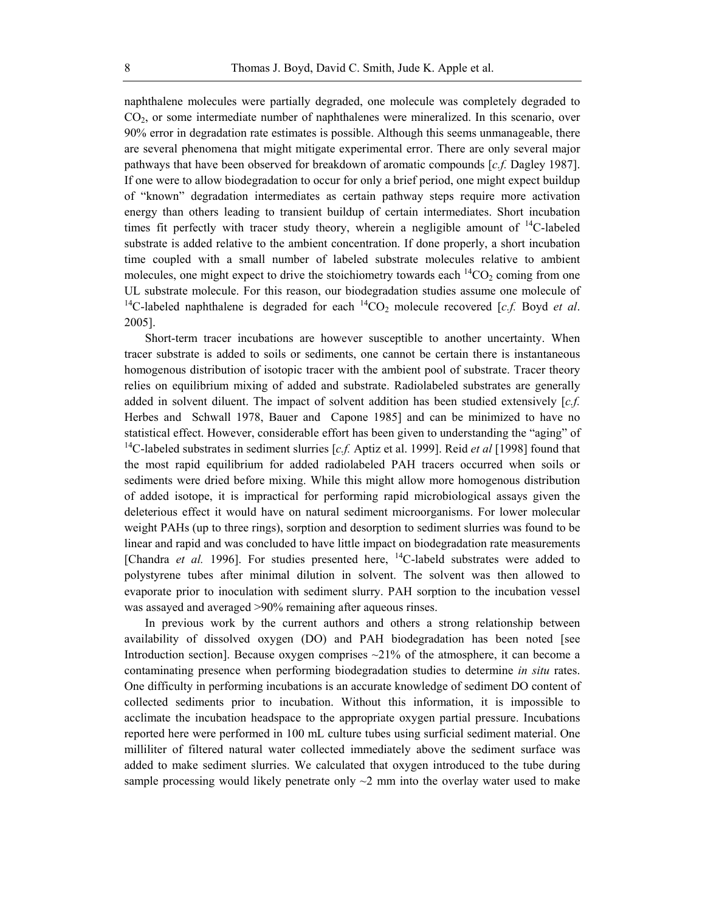naphthalene molecules were partially degraded, one molecule was completely degraded to $CO_2$, or some intermediate number of naphthalenes were mineralized. In this scenario, over 90% error in degradation rate estimates is possible. Although this seems unmanageable, there are several phenomena that might mitigate experimental error. There are only several major pathways that have been observed for breakdown of aromatic compounds [*c.f.* Dagley 1987]. If one were to allow biodegradation to occur for only a brief period, one might expect buildup of "known" degradation intermediates as certain pathway steps require more activation energy than others leading to transient buildup of certain intermediates. Short incubation times fit perfectly with tracer study theory, wherein a negligible amount of $^{14}C$-labeled substrate is added relative to the ambient concentration. If done properly, a short incubation time coupled with a small number of labeled substrate molecules relative to ambient molecules, one might expect to drive the stoichiometry towards each $^{14}CO_2$ coming from one UL substrate molecule. For this reason, our biodegradation studies assume one molecule of $^{14}C$-labeled naphthalene is degraded for each $^{14}CO_2$ molecule recovered [*c.f.* Boyd *et al*. 2005].

Short-term tracer incubations are however susceptible to another uncertainty. When tracer substrate is added to soils or sediments, one cannot be certain there is instantaneous homogenous distribution of isotopic tracer with the ambient pool of substrate. Tracer theory relies on equilibrium mixing of added and substrate. Radiolabeled substrates are generally added in solvent diluent. The impact of solvent addition has been studied extensively [*c.f.* Herbes and Schwall 1978, Bauer and Capone 1985] and can be minimized to have no statistical effect. However, considerable effort has been given to understanding the "aging" of $^{14}C$-labeled substrates in sediment slurries [*c.f.* Aptiz et al. 1999]. Reid *et al* [1998] found that the most rapid equilibrium for added radiolabeled PAH tracers occurred when soils or sediments were dried before mixing. While this might allow more homogenous distribution of added isotope, it is impractical for performing rapid microbiological assays given the deleterious effect it would have on natural sediment microorganisms. For lower molecular weight PAHs (up to three rings), sorption and desorption to sediment slurries was found to be linear and rapid and was concluded to have little impact on biodegradation rate measurements [Chandra *et al.* 1996]. For studies presented here, $^{14}C$-labeld substrates were added to polystyrene tubes after minimal dilution in solvent. The solvent was then allowed to evaporate prior to inoculation with sediment slurry. PAH sorption to the incubation vessel was assayed and averaged >90% remaining after aqueous rinses.

In previous work by the current authors and others a strong relationship between availability of dissolved oxygen (DO) and PAH biodegradation has been noted [see Introduction section]. Because oxygen comprises ~21% of the atmosphere, it can become a contaminating presence when performing biodegradation studies to determine *in situ* rates. One difficulty in performing incubations is an accurate knowledge of sediment DO content of collected sediments prior to incubation. Without this information, it is impossible to acclimate the incubation headspace to the appropriate oxygen partial pressure. Incubations reported here were performed in 100 mL culture tubes using surficial sediment material. One milliliter of filtered natural water collected immediately above the sediment surface was added to make sediment slurries. We calculated that oxygen introduced to the tube during sample processing would likely penetrate only ~2 mm into the overlay water used to make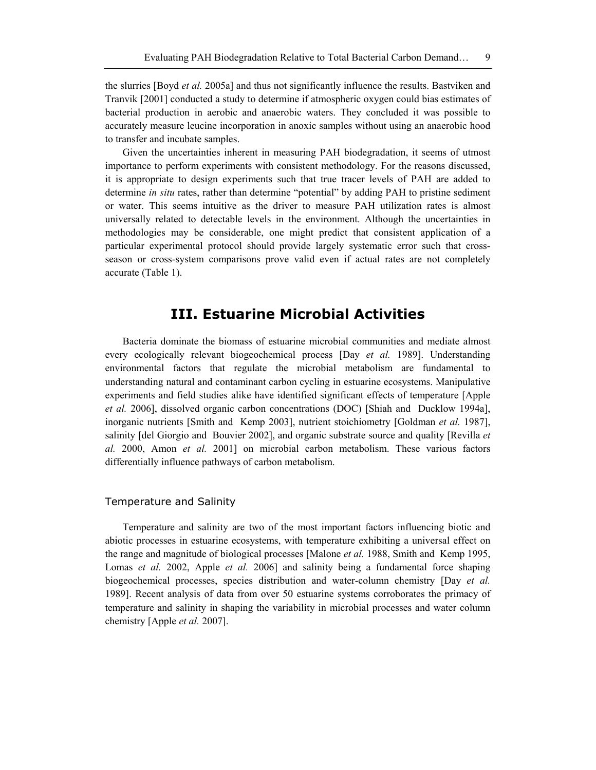the slurries [Boyd *et al.* 2005a] and thus not significantly influence the results. Bastviken and Tranvik [2001] conducted a study to determine if atmospheric oxygen could bias estimates of bacterial production in aerobic and anaerobic waters. They concluded it was possible to accurately measure leucine incorporation in anoxic samples without using an anaerobic hood to transfer and incubate samples.

Given the uncertainties inherent in measuring PAH biodegradation, it seems of utmost importance to perform experiments with consistent methodology. For the reasons discussed, it is appropriate to design experiments such that true tracer levels of PAH are added to determine *in situ* rates, rather than determine "potential" by adding PAH to pristine sediment or water. This seems intuitive as the driver to measure PAH utilization rates is almost universally related to detectable levels in the environment. Although the uncertainties in methodologies may be considerable, one might predict that consistent application of a particular experimental protocol should provide largely systematic error such that cross-season or cross-system comparisons prove valid even if actual rates are not completely accurate (Table 1).

## III. Estuarine Microbial Activities

Bacteria dominate the biomass of estuarine microbial communities and mediate almost every ecologically relevant biogeochemical process [Day *et al.* 1989]. Understanding environmental factors that regulate the microbial metabolism are fundamental to understanding natural and contaminant carbon cycling in estuarine ecosystems. Manipulative experiments and field studies alike have identified significant effects of temperature [Apple *et al.* 2006], dissolved organic carbon concentrations (DOC) [Shiah and Ducklow 1994a], inorganic nutrients [Smith and Kemp 2003], nutrient stoichiometry [Goldman *et al.* 1987], salinity [del Giorgio and Bouvier 2002], and organic substrate source and quality [Revilla *et al.* 2000, Amon *et al.* 2001] on microbial carbon metabolism. These various factors differentially influence pathways of carbon metabolism.

### Temperature and Salinity

Temperature and salinity are two of the most important factors influencing biotic and abiotic processes in estuarine ecosystems, with temperature exhibiting a universal effect on the range and magnitude of biological processes [Malone *et al.* 1988, Smith and Kemp 1995, Lomas *et al.* 2002, Apple *et al.* 2006] and salinity being a fundamental force shaping biogeochemical processes, species distribution and water-column chemistry [Day *et al.* 1989]. Recent analysis of data from over 50 estuarine systems corroborates the primacy of temperature and salinity in shaping the variability in microbial processes and water column chemistry [Apple *et al.* 2007].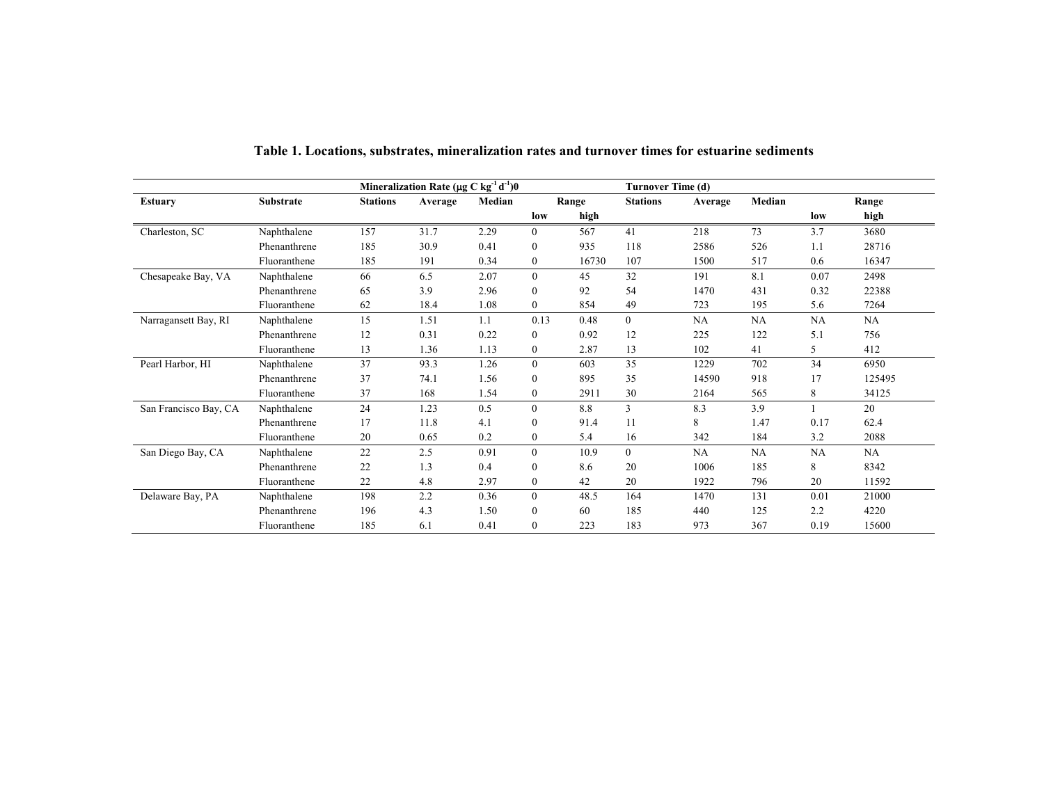**Table 1. Locations, substrates, mineralization rates and turnover times for estuarine sediments**

| | | Mineralization Rate (μg C $kg^{-1}$ $d^{-1}$)0 | | | | | Turnover Time (d) | | | | |
|---|---|---|---|---|---|---|---|---|---|---|---|
| Estuary | Substrate | Stations | Average | Median | Range | | Stations | Average | Median | Range | |
| | | | | | low | high | | | | low | high |
| Charleston, SC | Naphthalene | 157 | 31.7 | 2.29 | 0 | 567 | 41 | 218 | 73 | 3.7 | 3680 |
| | Phenanthrene | 185 | 30.9 | 0.41 | 0 | 935 | 118 | 2586 | 526 | 1.1 | 28716 |
| | Fluoranthene | 185 | 191 | 0.34 | 0 | 16730 | 107 | 1500 | 517 | 0.6 | 16347 |
| Chesapeake Bay, VA | Naphthalene | 66 | 6.5 | 2.07 | 0 | 45 | 32 | 191 | 8.1 | 0.07 | 2498 |
| | Phenanthrene | 65 | 3.9 | 2.96 | 0 | 92 | 54 | 1470 | 431 | 0.32 | 22388 |
| | Fluoranthene | 62 | 18.4 | 1.08 | 0 | 854 | 49 | 723 | 195 | 5.6 | 7264 |
| Narragansett Bay, RI | Naphthalene | 15 | 1.51 | 1.1 | 0.13 | 0.48 | 0 | NA | NA | NA | NA |
| | Phenanthrene | 12 | 0.31 | 0.22 | 0 | 0.92 | 12 | 225 | 122 | 5.1 | 756 |
| | Fluoranthene | 13 | 1.36 | 1.13 | 0 | 2.87 | 13 | 102 | 41 | 5 | 412 |
| Pearl Harbor, HI | Naphthalene | 37 | 93.3 | 1.26 | 0 | 603 | 35 | 1229 | 702 | 34 | 6950 |
| | Phenanthrene | 37 | 74.1 | 1.56 | 0 | 895 | 35 | 14590 | 918 | 17 | 125495 |
| | Fluoranthene | 37 | 168 | 1.54 | 0 | 2911 | 30 | 2164 | 565 | 8 | 34125 |
| San Francisco Bay, CA | Naphthalene | 24 | 1.23 | 0.5 | 0 | 8.8 | 3 | 8.3 | 3.9 | 1 | 20 |
| | Phenanthrene | 17 | 11.8 | 4.1 | 0 | 91.4 | 11 | 8 | 1.47 | 0.17 | 62.4 |
| | Fluoranthene | 20 | 0.65 | 0.2 | 0 | 5.4 | 16 | 342 | 184 | 3.2 | 2088 |
| San Diego Bay, CA | Naphthalene | 22 | 2.5 | 0.91 | 0 | 10.9 | 0 | NA | NA | NA | NA |
| | Phenanthrene | 22 | 1.3 | 0.4 | 0 | 8.6 | 20 | 1006 | 185 | 8 | 8342 |
| | Fluoranthene | 22 | 4.8 | 2.97 | 0 | 42 | 20 | 1922 | 796 | 20 | 11592 |
| Delaware Bay, PA | Naphthalene | 198 | 2.2 | 0.36 | 0 | 48.5 | 164 | 1470 | 131 | 0.01 | 21000 |
| | Phenanthrene | 196 | 4.3 | 1.50 | 0 | 60 | 185 | 440 | 125 | 2.2 | 4220 |
| | Fluoranthene | 185 | 6.1 | 0.41 | 0 | 223 | 183 | 973 | 367 | 0.19 | 15600 |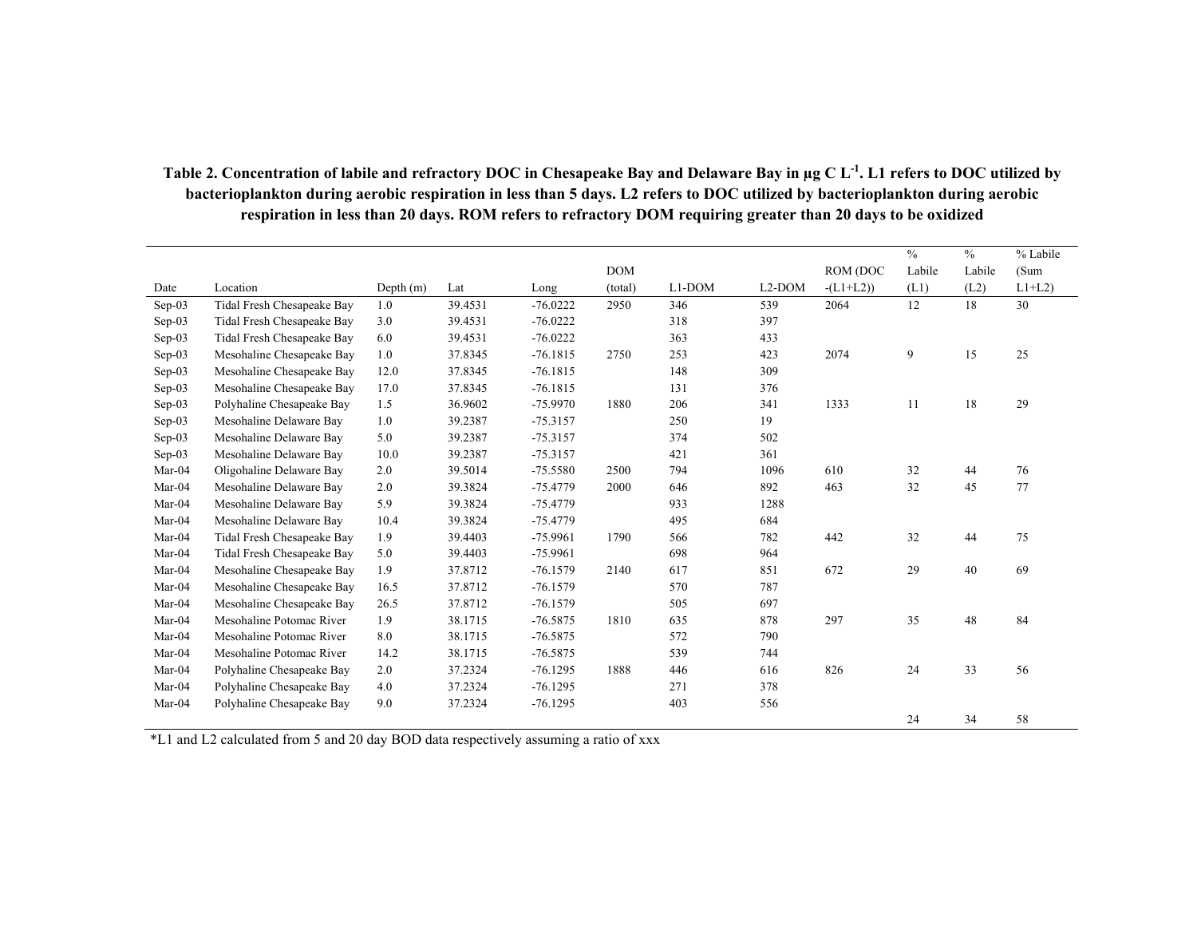**Table 2. Concentration of labile and refractory DOC in Chesapeake Bay and Delaware Bay in µg C L[-1]. L1 refers to DOC utilized by bacterioplankton during aerobic respiration in less than 5 days. L2 refers to DOC utilized by bacterioplankton during aerobic respiration in less than 20 days. ROM refers to refractory DOM requiring greater than 20 days to be oxidized**

| Date | Location | Depth (m) | Lat | Long | DOM (total) | L1-DOM | L2-DOM | ROM (DOC -(L1+L2)) | % Labile (L1) | % Labile (L2) | % Labile (Sum L1+L2) |
|---|---|---|---|---|---|---|---|---|---|---|---|
| Sep-03 | Tidal Fresh Chesapeake Bay | 1.0 | 39.4531 | -76.0222 | 2950 | 346 | 539 | 2064 | 12 | 18 | 30 |
| Sep-03 | Tidal Fresh Chesapeake Bay | 3.0 | 39.4531 | -76.0222 | | 318 | 397 | | | | |
| Sep-03 | Tidal Fresh Chesapeake Bay | 6.0 | 39.4531 | -76.0222 | | 363 | 433 | | | | |
| Sep-03 | Mesohaline Chesapeake Bay | 1.0 | 37.8345 | -76.1815 | 2750 | 253 | 423 | 2074 | 9 | 15 | 25 |
| Sep-03 | Mesohaline Chesapeake Bay | 12.0 | 37.8345 | -76.1815 | | 148 | 309 | | | | |
| Sep-03 | Mesohaline Chesapeake Bay | 17.0 | 37.8345 | -76.1815 | | 131 | 376 | | | | |
| Sep-03 | Polyhaline Chesapeake Bay | 1.5 | 36.9602 | -75.9970 | 1880 | 206 | 341 | 1333 | 11 | 18 | 29 |
| Sep-03 | Mesohaline Delaware Bay | 1.0 | 39.2387 | -75.3157 | | 250 | 19 | | | | |
| Sep-03 | Mesohaline Delaware Bay | 5.0 | 39.2387 | -75.3157 | | 374 | 502 | | | | |
| Sep-03 | Mesohaline Delaware Bay | 10.0 | 39.2387 | -75.3157 | | 421 | 361 | | | | |
| Mar-04 | Oligohaline Delaware Bay | 2.0 | 39.5014 | -75.5580 | 2500 | 794 | 1096 | 610 | 32 | 44 | 76 |
| Mar-04 | Mesohaline Delaware Bay | 2.0 | 39.3824 | -75.4779 | 2000 | 646 | 892 | 463 | 32 | 45 | 77 |
| Mar-04 | Mesohaline Delaware Bay | 5.9 | 39.3824 | -75.4779 | | 933 | 1288 | | | | |
| Mar-04 | Mesohaline Delaware Bay | 10.4 | 39.3824 | -75.4779 | | 495 | 684 | | | | |
| Mar-04 | Tidal Fresh Chesapeake Bay | 1.9 | 39.4403 | -75.9961 | 1790 | 566 | 782 | 442 | 32 | 44 | 75 |
| Mar-04 | Tidal Fresh Chesapeake Bay | 5.0 | 39.4403 | -75.9961 | | 698 | 964 | | | | |
| Mar-04 | Mesohaline Chesapeake Bay | 1.9 | 37.8712 | -76.1579 | 2140 | 617 | 851 | 672 | 29 | 40 | 69 |
| Mar-04 | Mesohaline Chesapeake Bay | 16.5 | 37.8712 | -76.1579 | | 570 | 787 | | | | |
| Mar-04 | Mesohaline Chesapeake Bay | 26.5 | 37.8712 | -76.1579 | | 505 | 697 | | | | |
| Mar-04 | Mesohaline Potomac River | 1.9 | 38.1715 | -76.5875 | 1810 | 635 | 878 | 297 | 35 | 48 | 84 |
| Mar-04 | Mesohaline Potomac River | 8.0 | 38.1715 | -76.5875 | | 572 | 790 | | | | |
| Mar-04 | Mesohaline Potomac River | 14.2 | 38.1715 | -76.5875 | | 539 | 744 | | | | |
| Mar-04 | Polyhaline Chesapeake Bay | 2.0 | 37.2324 | -76.1295 | 1888 | 446 | 616 | 826 | 24 | 33 | 56 |
| Mar-04 | Polyhaline Chesapeake Bay | 4.0 | 37.2324 | -76.1295 | | 271 | 378 | | | | |
| Mar-04 | Polyhaline Chesapeake Bay | 9.0 | 37.2324 | -76.1295 | | 403 | 556 | | | | |
| | | | | | | | | | 24 | 34 | 58 |

*L1 and L2 calculated from 5 and 20 day BOD data respectively assuming a ratio of xxx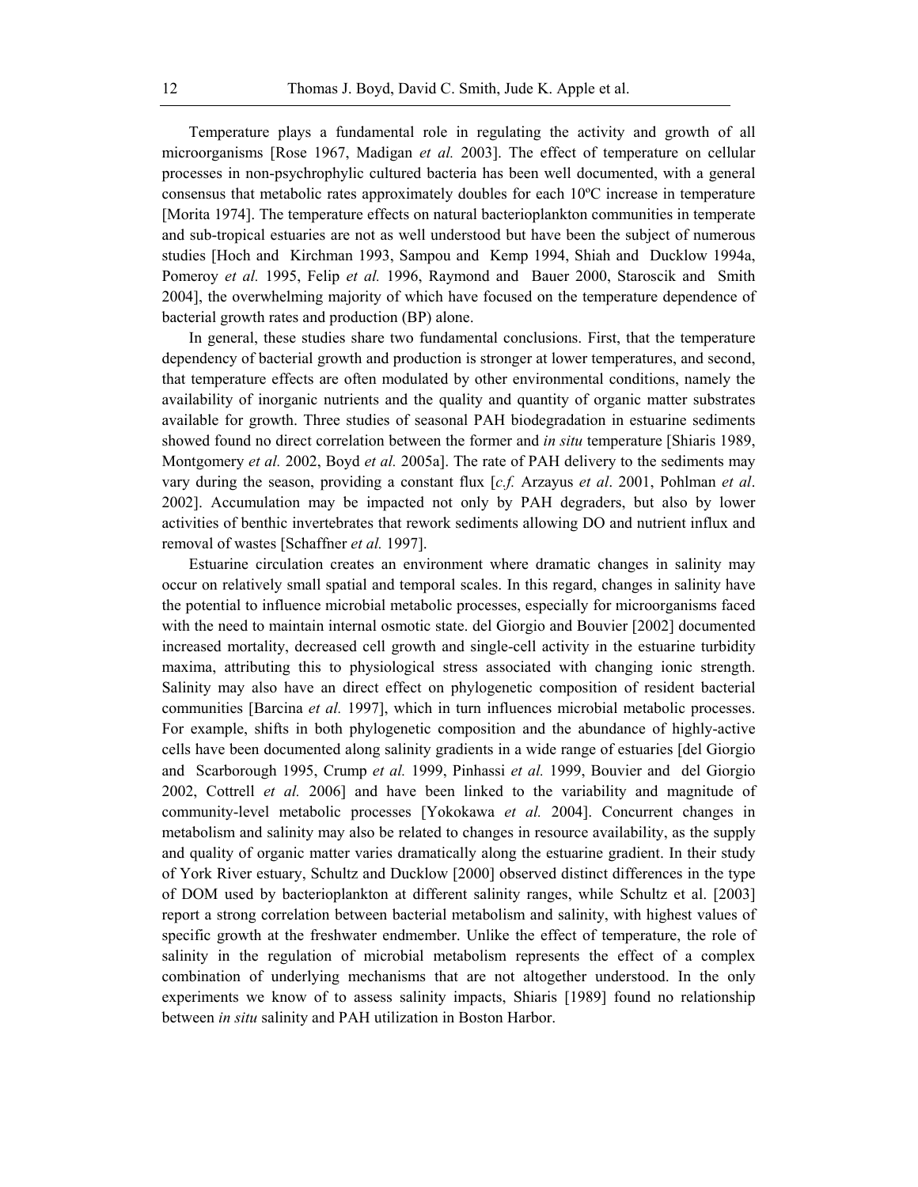Temperature plays a fundamental role in regulating the activity and growth of all microorganisms [Rose 1967, Madigan *et al.* 2003]. The effect of temperature on cellular processes in non-psychrophylic cultured bacteria has been well documented, with a general consensus that metabolic rates approximately doubles for each 10ºC increase in temperature [Morita 1974]. The temperature effects on natural bacterioplankton communities in temperate and sub-tropical estuaries are not as well understood but have been the subject of numerous studies [Hoch and Kirchman 1993, Sampou and Kemp 1994, Shiah and Ducklow 1994a, Pomeroy *et al.* 1995, Felip *et al.* 1996, Raymond and Bauer 2000, Staroscik and Smith 2004], the overwhelming majority of which have focused on the temperature dependence of bacterial growth rates and production (BP) alone.

In general, these studies share two fundamental conclusions. First, that the temperature dependency of bacterial growth and production is stronger at lower temperatures, and second, that temperature effects are often modulated by other environmental conditions, namely the availability of inorganic nutrients and the quality and quantity of organic matter substrates available for growth. Three studies of seasonal PAH biodegradation in estuarine sediments showed found no direct correlation between the former and *in situ* temperature [Shiaris 1989, Montgomery *et al.* 2002, Boyd *et al.* 2005a]. The rate of PAH delivery to the sediments may vary during the season, providing a constant flux [*c.f.* Arzayus *et al*. 2001, Pohlman *et al*. 2002]. Accumulation may be impacted not only by PAH degraders, but also by lower activities of benthic invertebrates that rework sediments allowing DO and nutrient influx and removal of wastes [Schaffner *et al.* 1997].

Estuarine circulation creates an environment where dramatic changes in salinity may occur on relatively small spatial and temporal scales. In this regard, changes in salinity have the potential to influence microbial metabolic processes, especially for microorganisms faced with the need to maintain internal osmotic state. del Giorgio and Bouvier [2002] documented increased mortality, decreased cell growth and single-cell activity in the estuarine turbidity maxima, attributing this to physiological stress associated with changing ionic strength. Salinity may also have an direct effect on phylogenetic composition of resident bacterial communities [Barcina *et al.* 1997], which in turn influences microbial metabolic processes. For example, shifts in both phylogenetic composition and the abundance of highly-active cells have been documented along salinity gradients in a wide range of estuaries [del Giorgio and Scarborough 1995, Crump *et al.* 1999, Pinhassi *et al.* 1999, Bouvier and del Giorgio 2002, Cottrell *et al.* 2006] and have been linked to the variability and magnitude of community-level metabolic processes [Yokokawa *et al.* 2004]. Concurrent changes in metabolism and salinity may also be related to changes in resource availability, as the supply and quality of organic matter varies dramatically along the estuarine gradient. In their study of York River estuary, Schultz and Ducklow [2000] observed distinct differences in the type of DOM used by bacterioplankton at different salinity ranges, while Schultz et al. [2003] report a strong correlation between bacterial metabolism and salinity, with highest values of specific growth at the freshwater endmember. Unlike the effect of temperature, the role of salinity in the regulation of microbial metabolism represents the effect of a complex combination of underlying mechanisms that are not altogether understood. In the only experiments we know of to assess salinity impacts, Shiaris [1989] found no relationship between *in situ* salinity and PAH utilization in Boston Harbor.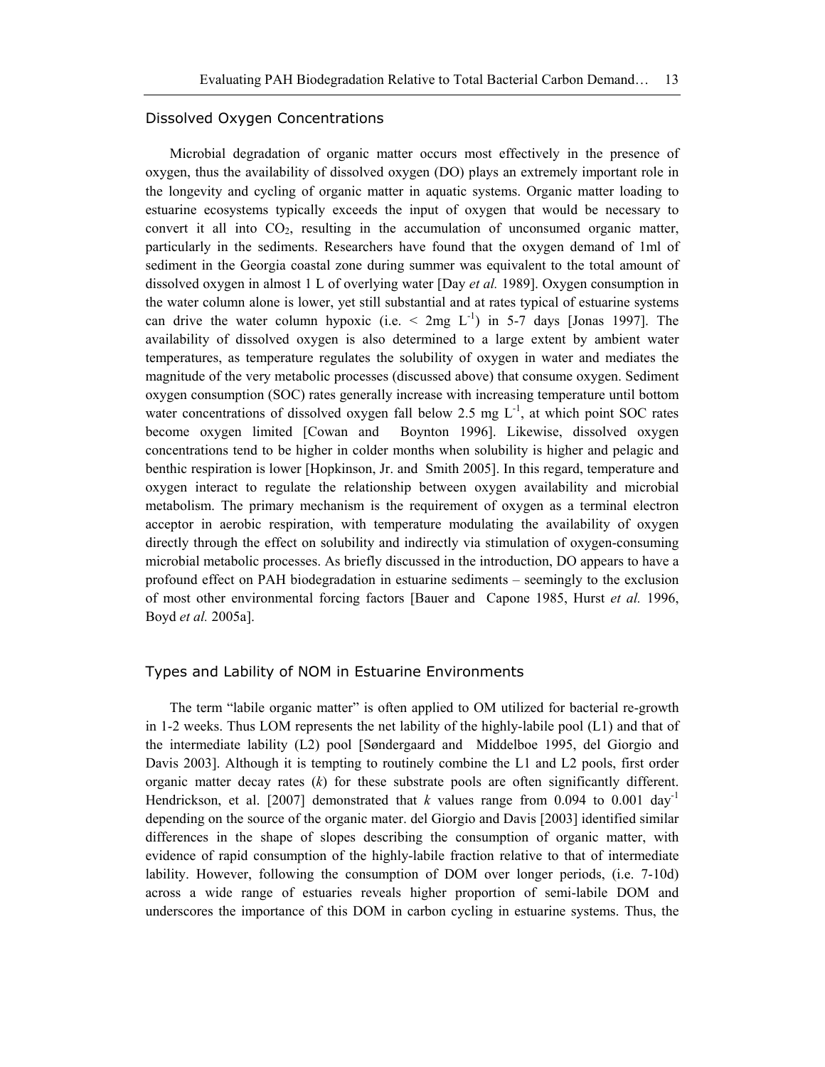## Dissolved Oxygen Concentrations

Microbial degradation of organic matter occurs most effectively in the presence of oxygen, thus the availability of dissolved oxygen (DO) plays an extremely important role in the longevity and cycling of organic matter in aquatic systems. Organic matter loading to estuarine ecosystems typically exceeds the input of oxygen that would be necessary to convert it all into $CO_2$, resulting in the accumulation of unconsumed organic matter, particularly in the sediments. Researchers have found that the oxygen demand of 1ml of sediment in the Georgia coastal zone during summer was equivalent to the total amount of dissolved oxygen in almost 1 L of overlying water [Day *et al.* 1989]. Oxygen consumption in the water column alone is lower, yet still substantial and at rates typical of estuarine systems can drive the water column hypoxic (i.e. $< 2\text{mg L}^{-1}$) in 5-7 days [Jonas 1997]. The availability of dissolved oxygen is also determined to a large extent by ambient water temperatures, as temperature regulates the solubility of oxygen in water and mediates the magnitude of the very metabolic processes (discussed above) that consume oxygen. Sediment oxygen consumption (SOC) rates generally increase with increasing temperature until bottom water concentrations of dissolved oxygen fall below $2.5 \text{ mg L}^{-1}$, at which point SOC rates become oxygen limited [Cowan and Boynton 1996]. Likewise, dissolved oxygen concentrations tend to be higher in colder months when solubility is higher and pelagic and benthic respiration is lower [Hopkinson, Jr. and Smith 2005]. In this regard, temperature and oxygen interact to regulate the relationship between oxygen availability and microbial metabolism. The primary mechanism is the requirement of oxygen as a terminal electron acceptor in aerobic respiration, with temperature modulating the availability of oxygen directly through the effect on solubility and indirectly via stimulation of oxygen-consuming microbial metabolic processes. As briefly discussed in the introduction, DO appears to have a profound effect on PAH biodegradation in estuarine sediments – seemingly to the exclusion of most other environmental forcing factors [Bauer and Capone 1985, Hurst *et al.* 1996, Boyd *et al.* 2005a].

## Types and Lability of NOM in Estuarine Environments

The term "labile organic matter" is often applied to OM utilized for bacterial re-growth in 1-2 weeks. Thus LOM represents the net lability of the highly-labile pool (L1) and that of the intermediate lability (L2) pool [Søndergaard and Middelboe 1995, del Giorgio and Davis 2003]. Although it is tempting to routinely combine the L1 and L2 pools, first order organic matter decay rates ($k$) for these substrate pools are often significantly different. Hendrickson, et al. [2007] demonstrated that $k$ values range from 0.094 to 0.001 $\text{day}^{-1}$ depending on the source of the organic mater. del Giorgio and Davis [2003] identified similar differences in the shape of slopes describing the consumption of organic matter, with evidence of rapid consumption of the highly-labile fraction relative to that of intermediate lability. However, following the consumption of DOM over longer periods, (i.e. 7-10d) across a wide range of estuaries reveals higher proportion of semi-labile DOM and underscores the importance of this DOM in carbon cycling in estuarine systems. Thus, the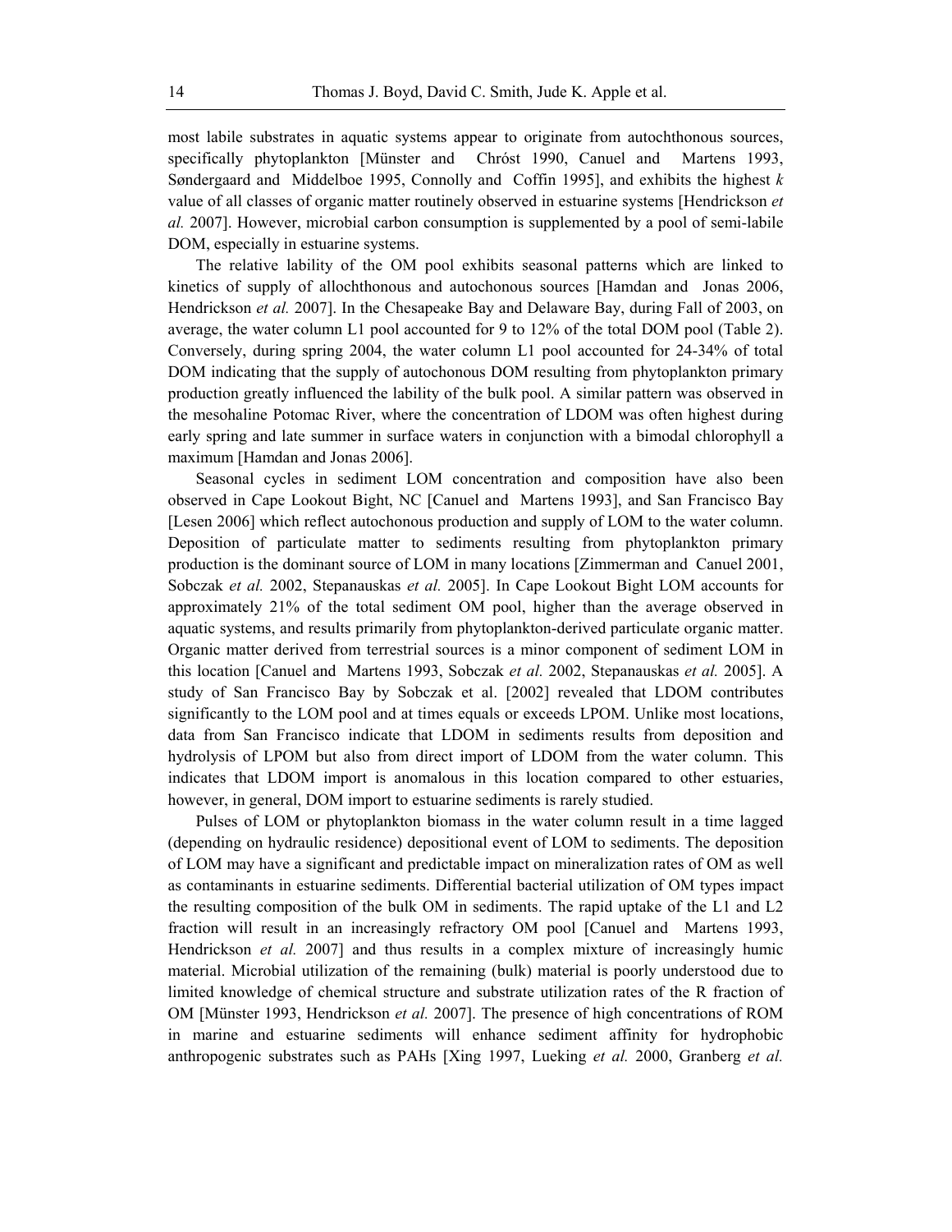most labile substrates in aquatic systems appear to originate from autochthonous sources, specifically phytoplankton [Münster and Chróst 1990, Canuel and Martens 1993, Søndergaard and Middelboe 1995, Connolly and Coffin 1995], and exhibits the highest $k$ value of all classes of organic matter routinely observed in estuarine systems [Hendrickson *et al.* 2007]. However, microbial carbon consumption is supplemented by a pool of semi-labile DOM, especially in estuarine systems.

The relative lability of the OM pool exhibits seasonal patterns which are linked to kinetics of supply of allochthonous and autochonous sources [Hamdan and Jonas 2006, Hendrickson *et al.* 2007]. In the Chesapeake Bay and Delaware Bay, during Fall of 2003, on average, the water column L1 pool accounted for 9 to 12% of the total DOM pool (Table 2). Conversely, during spring 2004, the water column L1 pool accounted for 24-34% of total DOM indicating that the supply of autochonous DOM resulting from phytoplankton primary production greatly influenced the lability of the bulk pool. A similar pattern was observed in the mesohaline Potomac River, where the concentration of LDOM was often highest during early spring and late summer in surface waters in conjunction with a bimodal chlorophyll a maximum [Hamdan and Jonas 2006].

Seasonal cycles in sediment LOM concentration and composition have also been observed in Cape Lookout Bight, NC [Canuel and Martens 1993], and San Francisco Bay [Lesen 2006] which reflect autochonous production and supply of LOM to the water column. Deposition of particulate matter to sediments resulting from phytoplankton primary production is the dominant source of LOM in many locations [Zimmerman and Canuel 2001, Sobczak *et al.* 2002, Stepanauskas *et al.* 2005]. In Cape Lookout Bight LOM accounts for approximately 21% of the total sediment OM pool, higher than the average observed in aquatic systems, and results primarily from phytoplankton-derived particulate organic matter. Organic matter derived from terrestrial sources is a minor component of sediment LOM in this location [Canuel and Martens 1993, Sobczak *et al.* 2002, Stepanauskas *et al.* 2005]. A study of San Francisco Bay by Sobczak et al. [2002] revealed that LDOM contributes significantly to the LOM pool and at times equals or exceeds LPOM. Unlike most locations, data from San Francisco indicate that LDOM in sediments results from deposition and hydrolysis of LPOM but also from direct import of LDOM from the water column. This indicates that LDOM import is anomalous in this location compared to other estuaries, however, in general, DOM import to estuarine sediments is rarely studied.

Pulses of LOM or phytoplankton biomass in the water column result in a time lagged (depending on hydraulic residence) depositional event of LOM to sediments. The deposition of LOM may have a significant and predictable impact on mineralization rates of OM as well as contaminants in estuarine sediments. Differential bacterial utilization of OM types impact the resulting composition of the bulk OM in sediments. The rapid uptake of the L1 and L2 fraction will result in an increasingly refractory OM pool [Canuel and Martens 1993, Hendrickson *et al.* 2007] and thus results in a complex mixture of increasingly humic material. Microbial utilization of the remaining (bulk) material is poorly understood due to limited knowledge of chemical structure and substrate utilization rates of the R fraction of OM [Münster 1993, Hendrickson *et al.* 2007]. The presence of high concentrations of ROM in marine and estuarine sediments will enhance sediment affinity for hydrophobic anthropogenic substrates such as PAHs [Xing 1997, Lueking *et al.* 2000, Granberg *et al.*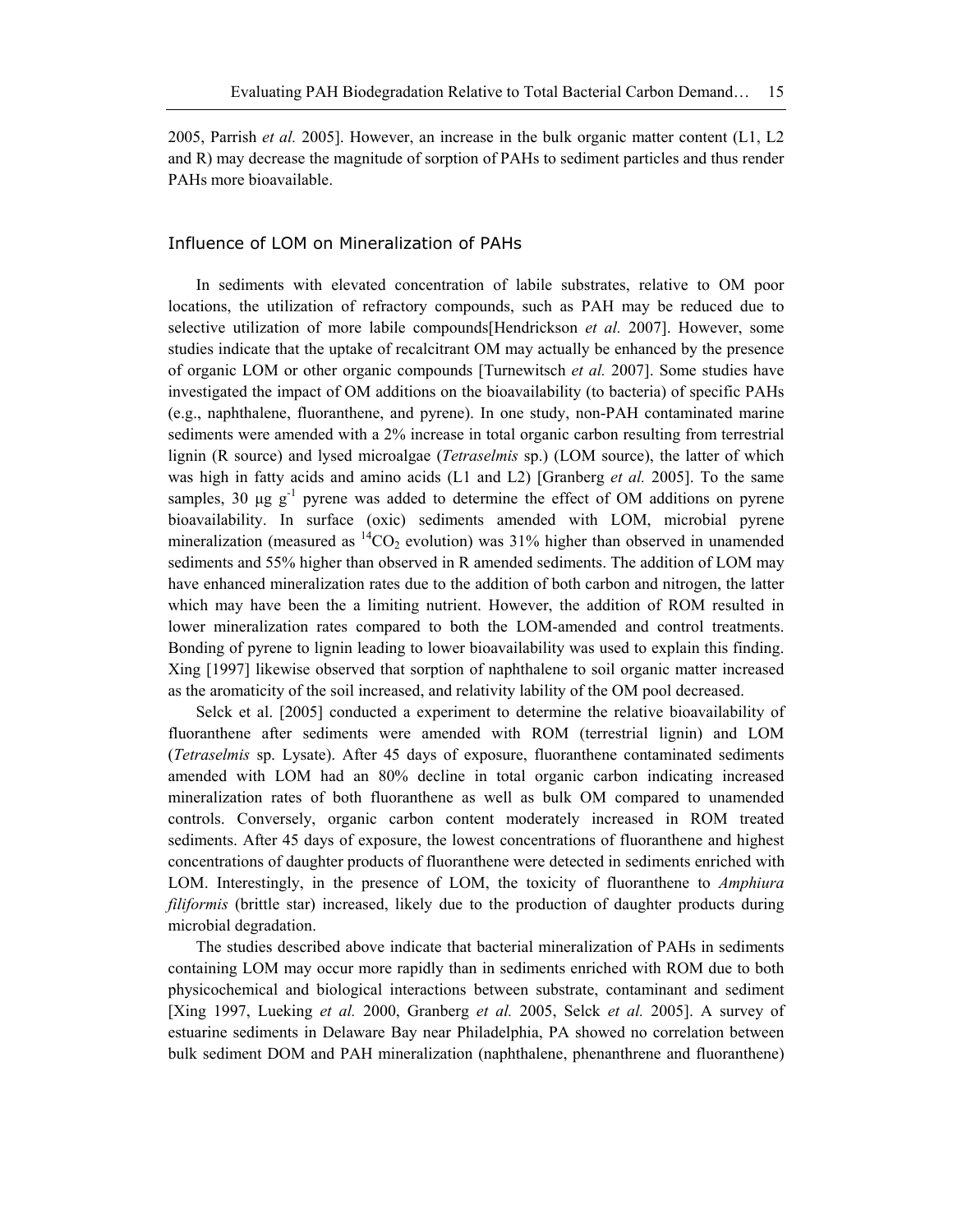2005, Parrish *et al.* 2005]. However, an increase in the bulk organic matter content (L1, L2 and R) may decrease the magnitude of sorption of PAHs to sediment particles and thus render PAHs more bioavailable.

## Influence of LOM on Mineralization of PAHs

In sediments with elevated concentration of labile substrates, relative to OM poor locations, the utilization of refractory compounds, such as PAH may be reduced due to selective utilization of more labile compounds[Hendrickson *et al.* 2007]. However, some studies indicate that the uptake of recalcitrant OM may actually be enhanced by the presence of organic LOM or other organic compounds [Turnewitsch *et al.* 2007]. Some studies have investigated the impact of OM additions on the bioavailability (to bacteria) of specific PAHs (e.g., naphthalene, fluoranthene, and pyrene). In one study, non-PAH contaminated marine sediments were amended with a 2% increase in total organic carbon resulting from terrestrial lignin (R source) and lysed microalgae (*Tetraselmis* sp.) (LOM source), the latter of which was high in fatty acids and amino acids (L1 and L2) [Granberg *et al.* 2005]. To the same samples, 30 μg $g^{-1}$ pyrene was added to determine the effect of OM additions on pyrene bioavailability. In surface (oxic) sediments amended with LOM, microbial pyrene mineralization (measured as $^{14}CO_2$ evolution) was 31% higher than observed in unamended sediments and 55% higher than observed in R amended sediments. The addition of LOM may have enhanced mineralization rates due to the addition of both carbon and nitrogen, the latter which may have been the a limiting nutrient. However, the addition of ROM resulted in lower mineralization rates compared to both the LOM-amended and control treatments. Bonding of pyrene to lignin leading to lower bioavailability was used to explain this finding. Xing [1997] likewise observed that sorption of naphthalene to soil organic matter increased as the aromaticity of the soil increased, and relativity lability of the OM pool decreased.

Selck et al. [2005] conducted a experiment to determine the relative bioavailability of fluoranthene after sediments were amended with ROM (terrestrial lignin) and LOM (*Tetraselmis* sp. Lysate). After 45 days of exposure, fluoranthene contaminated sediments amended with LOM had an 80% decline in total organic carbon indicating increased mineralization rates of both fluoranthene as well as bulk OM compared to unamended controls. Conversely, organic carbon content moderately increased in ROM treated sediments. After 45 days of exposure, the lowest concentrations of fluoranthene and highest concentrations of daughter products of fluoranthene were detected in sediments enriched with LOM. Interestingly, in the presence of LOM, the toxicity of fluoranthene to *Amphiura filiformis* (brittle star) increased, likely due to the production of daughter products during microbial degradation.

The studies described above indicate that bacterial mineralization of PAHs in sediments containing LOM may occur more rapidly than in sediments enriched with ROM due to both physicochemical and biological interactions between substrate, contaminant and sediment [Xing 1997, Lueking *et al.* 2000, Granberg *et al.* 2005, Selck *et al.* 2005]. A survey of estuarine sediments in Delaware Bay near Philadelphia, PA showed no correlation between bulk sediment DOM and PAH mineralization (naphthalene, phenanthrene and fluoranthene)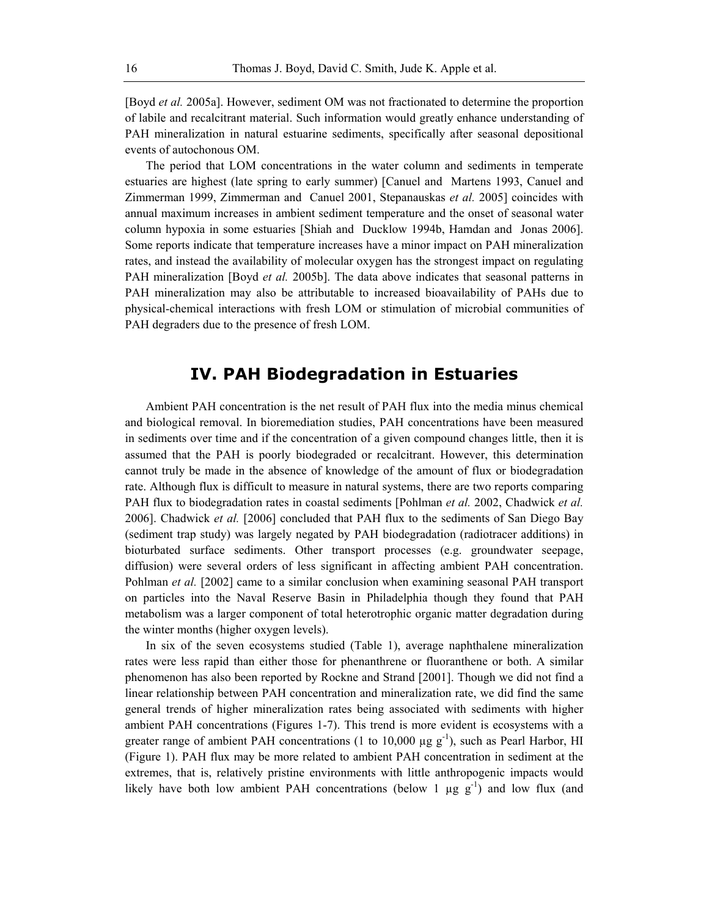[Boyd *et al.* 2005a]. However, sediment OM was not fractionated to determine the proportion of labile and recalcitrant material. Such information would greatly enhance understanding of PAH mineralization in natural estuarine sediments, specifically after seasonal depositional events of autochonous OM.

The period that LOM concentrations in the water column and sediments in temperate estuaries are highest (late spring to early summer) [Canuel and Martens 1993, Canuel and Zimmerman 1999, Zimmerman and Canuel 2001, Stepanauskas *et al.* 2005] coincides with annual maximum increases in ambient sediment temperature and the onset of seasonal water column hypoxia in some estuaries [Shiah and Ducklow 1994b, Hamdan and Jonas 2006]. Some reports indicate that temperature increases have a minor impact on PAH mineralization rates, and instead the availability of molecular oxygen has the strongest impact on regulating PAH mineralization [Boyd *et al.* 2005b]. The data above indicates that seasonal patterns in PAH mineralization may also be attributable to increased bioavailability of PAHs due to physical-chemical interactions with fresh LOM or stimulation of microbial communities of PAH degraders due to the presence of fresh LOM.

## IV. PAH Biodegradation in Estuaries

Ambient PAH concentration is the net result of PAH flux into the media minus chemical and biological removal. In bioremediation studies, PAH concentrations have been measured in sediments over time and if the concentration of a given compound changes little, then it is assumed that the PAH is poorly biodegraded or recalcitrant. However, this determination cannot truly be made in the absence of knowledge of the amount of flux or biodegradation rate. Although flux is difficult to measure in natural systems, there are two reports comparing PAH flux to biodegradation rates in coastal sediments [Pohlman *et al.* 2002, Chadwick *et al.* 2006]. Chadwick *et al.* [2006] concluded that PAH flux to the sediments of San Diego Bay (sediment trap study) was largely negated by PAH biodegradation (radiotracer additions) in bioturbated surface sediments. Other transport processes (e.g. groundwater seepage, diffusion) were several orders of less significant in affecting ambient PAH concentration. Pohlman *et al.* [2002] came to a similar conclusion when examining seasonal PAH transport on particles into the Naval Reserve Basin in Philadelphia though they found that PAH metabolism was a larger component of total heterotrophic organic matter degradation during the winter months (higher oxygen levels).

In six of the seven ecosystems studied (Table 1), average naphthalene mineralization rates were less rapid than either those for phenanthrene or fluoranthene or both. A similar phenomenon has also been reported by Rockne and Strand [2001]. Though we did not find a linear relationship between PAH concentration and mineralization rate, we did find the same general trends of higher mineralization rates being associated with sediments with higher ambient PAH concentrations (Figures 1-7). This trend is more evident is ecosystems with a greater range of ambient PAH concentrations (1 to 10,000 $\mu g\ g^{-1}$), such as Pearl Harbor, HI (Figure 1). PAH flux may be more related to ambient PAH concentration in sediment at the extremes, that is, relatively pristine environments with little anthropogenic impacts would likely have both low ambient PAH concentrations (below 1 $\mu g\ g^{-1}$) and low flux (and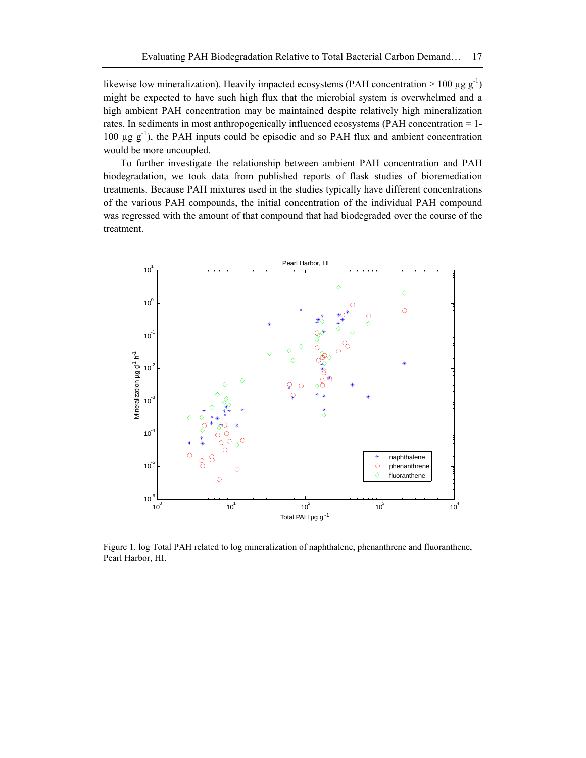likewise low mineralization). Heavily impacted ecosystems (PAH concentration > 100 μg $g^{-1}$) might be expected to have such high flux that the microbial system is overwhelmed and a high ambient PAH concentration may be maintained despite relatively high mineralization rates. In sediments in most anthropogenically influenced ecosystems (PAH concentration = 1-100 μg $g^{-1}$), the PAH inputs could be episodic and so PAH flux and ambient concentration would be more uncoupled.

To further investigate the relationship between ambient PAH concentration and PAH biodegradation, we took data from published reports of flask studies of bioremediation treatments. Because PAH mixtures used in the studies typically have different concentrations of the various PAH compounds, the initial concentration of the individual PAH compound was regressed with the amount of that compound that had biodegraded over the course of the treatment.

Figure 1. log Total PAH related to log mineralization of naphthalene, phenanthrene and fluoranthene, Pearl Harbor, HI.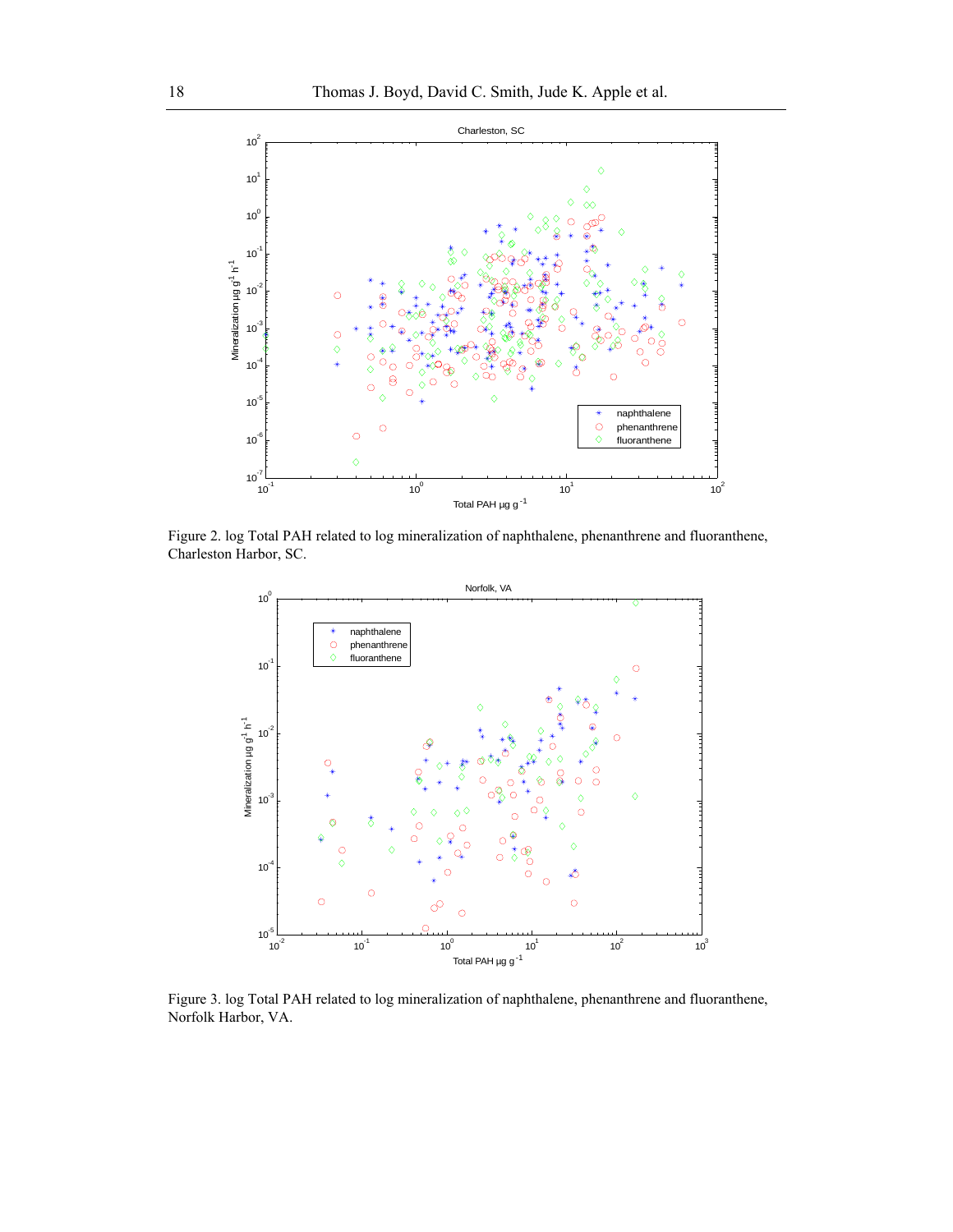Figure 2. log Total PAH related to log mineralization of naphthalene, phenanthrene and fluoranthene, Charleston Harbor, SC.

Figure 3. log Total PAH related to log mineralization of naphthalene, phenanthrene and fluoranthene, Norfolk Harbor, VA.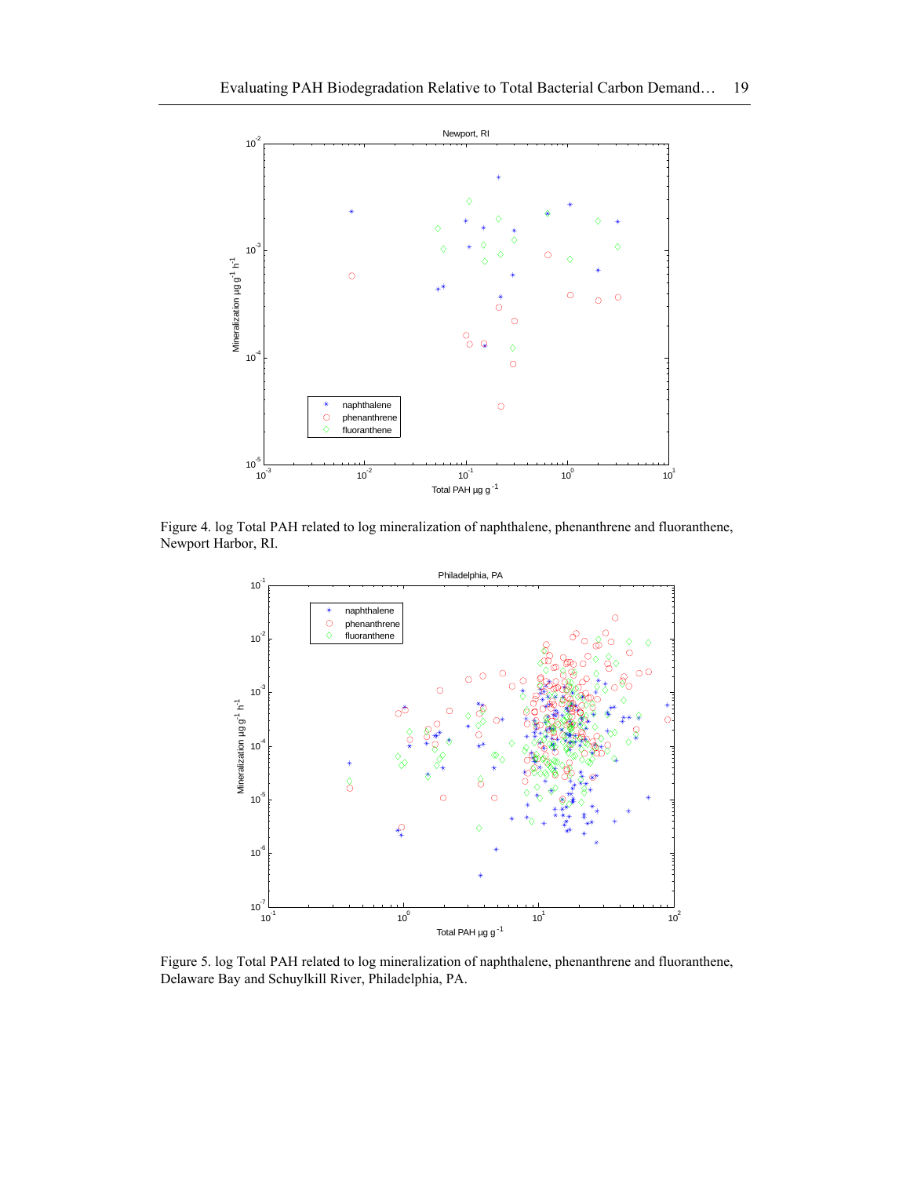Figure 4. log Total PAH related to log mineralization of naphthalene, phenanthrene and fluoranthene, Newport Harbor, RI.

Figure 5. log Total PAH related to log mineralization of naphthalene, phenanthrene and fluoranthene, Delaware Bay and Schuylkill River, Philadelphia, PA.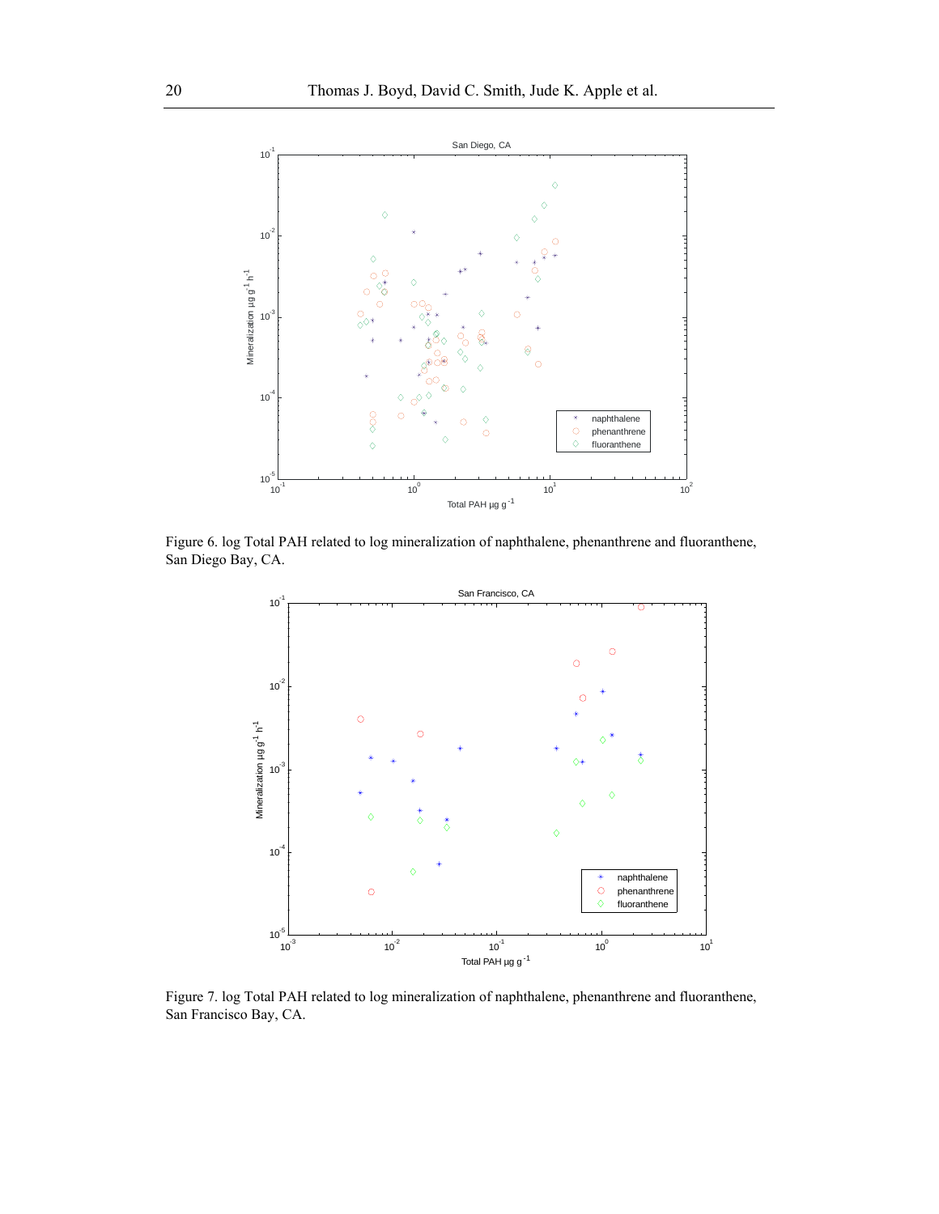Figure 6. log Total PAH related to log mineralization of naphthalene, phenanthrene and fluoranthene, San Diego Bay, CA.

Figure 7. log Total PAH related to log mineralization of naphthalene, phenanthrene and fluoranthene, San Francisco Bay, CA.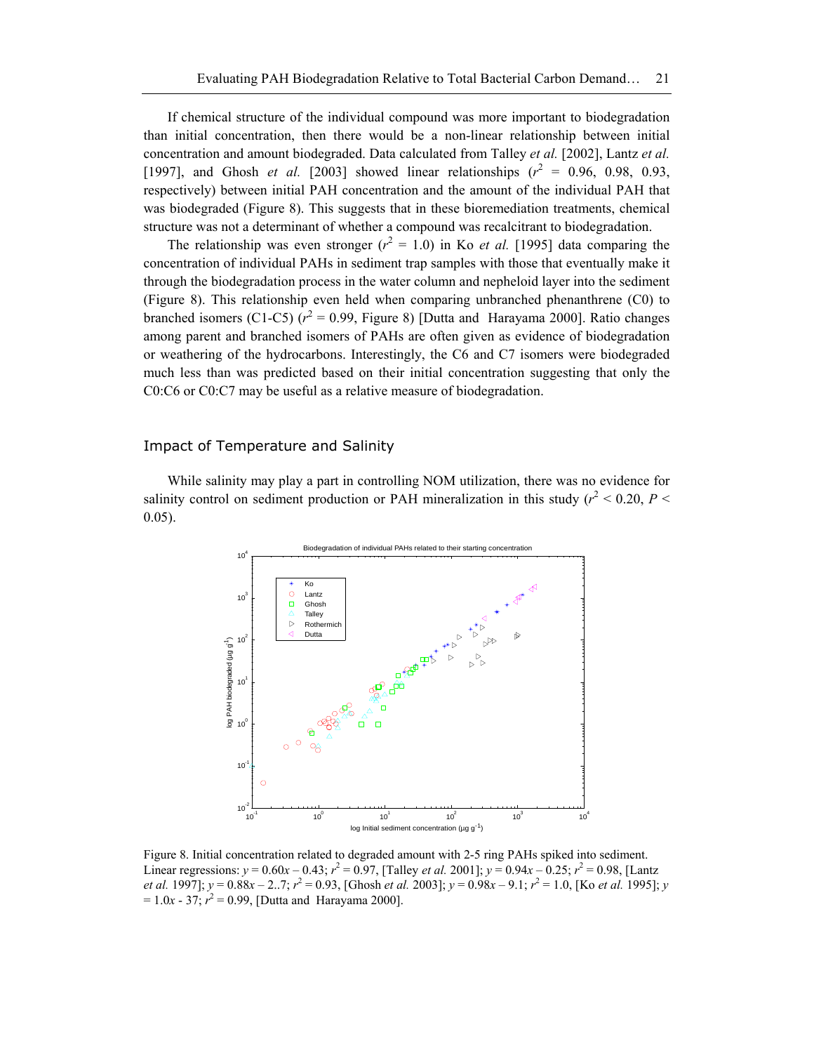If chemical structure of the individual compound was more important to biodegradation than initial concentration, then there would be a non-linear relationship between initial concentration and amount biodegraded. Data calculated from Talley *et al.* [2002], Lantz *et al.* [1997], and Ghosh *et al.* [2003] showed linear relationships ($r^2$ = 0.96, 0.98, 0.93, respectively) between initial PAH concentration and the amount of the individual PAH that was biodegraded (Figure 8). This suggests that in these bioremediation treatments, chemical structure was not a determinant of whether a compound was recalcitrant to biodegradation.

The relationship was even stronger ($r^2$ = 1.0) in Ko *et al.* [1995] data comparing the concentration of individual PAHs in sediment trap samples with those that eventually make it through the biodegradation process in the water column and nepheloid layer into the sediment (Figure 8). This relationship even held when comparing unbranched phenanthrene (C0) to branched isomers (C1-C5) ($r^2$ = 0.99, Figure 8) [Dutta and Harayama 2000]. Ratio changes among parent and branched isomers of PAHs are often given as evidence of biodegradation or weathering of the hydrocarbons. Interestingly, the C6 and C7 isomers were biodegraded much less than was predicted based on their initial concentration suggesting that only the C0:C6 or C0:C7 may be useful as a relative measure of biodegradation.

## Impact of Temperature and Salinity

While salinity may play a part in controlling NOM utilization, there was no evidence for salinity control on sediment production or PAH mineralization in this study ($r^2$ < 0.20, $P$ < 0.05).

Figure 8. Initial concentration related to degraded amount with 2-5 ring PAHs spiked into sediment. Linear regressions: $y = 0.60x - 0.43$; $r^2 = 0.97$, [Talley *et al.* 2001]; $y = 0.94x - 0.25$; $r^2 = 0.98$, [Lantz *et al.* 1997]; $y = 0.88x - 2..7$; $r^2 = 0.93$, [Ghosh *et al.* 2003]; $y = 0.98x - 9.1$; $r^2 = 1.0$, [Ko *et al.* 1995]; $y = 1.0x - 37$; $r^2 = 0.99$, [Dutta and Harayama 2000].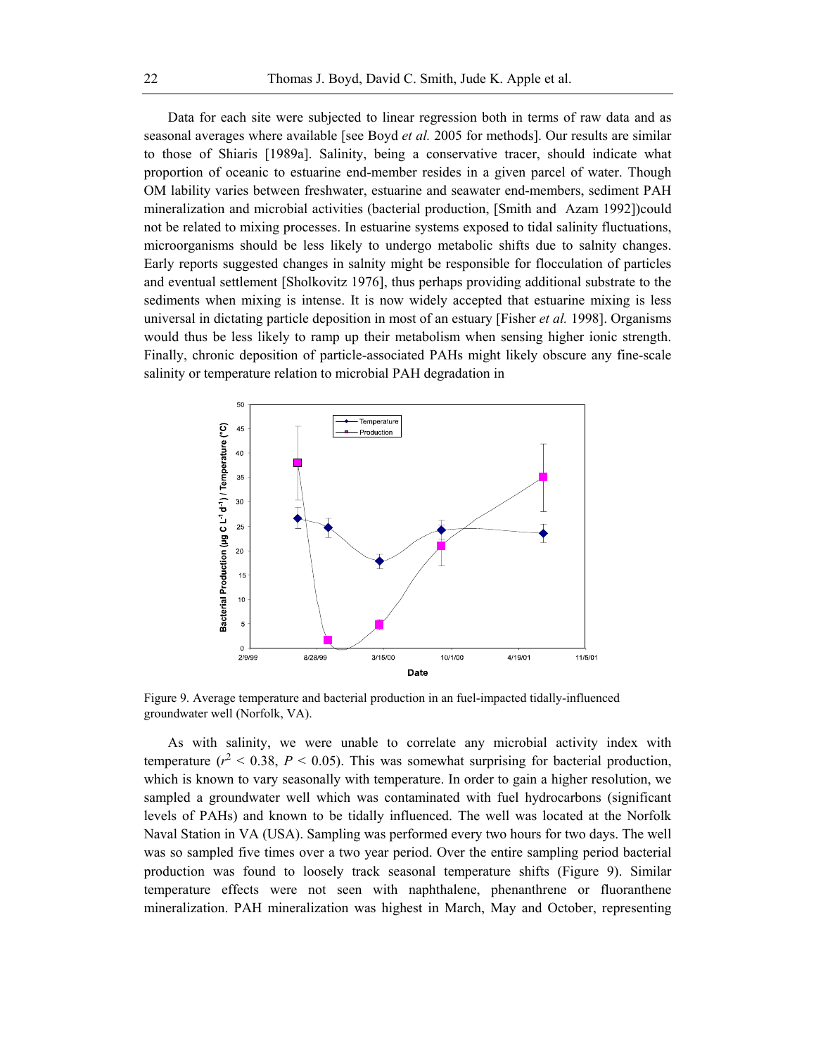Data for each site were subjected to linear regression both in terms of raw data and as seasonal averages where available [see Boyd *et al.* 2005 for methods]. Our results are similar to those of Shiaris [1989a]. Salinity, being a conservative tracer, should indicate what proportion of oceanic to estuarine end-member resides in a given parcel of water. Though OM lability varies between freshwater, estuarine and seawater end-members, sediment PAH mineralization and microbial activities (bacterial production, [Smith and Azam 1992])could not be related to mixing processes. In estuarine systems exposed to tidal salinity fluctuations, microorganisms should be less likely to undergo metabolic shifts due to salnity changes. Early reports suggested changes in salnity might be responsible for flocculation of particles and eventual settlement [Sholkovitz 1976], thus perhaps providing additional substrate to the sediments when mixing is intense. It is now widely accepted that estuarine mixing is less universal in dictating particle deposition in most of an estuary [Fisher *et al.* 1998]. Organisms would thus be less likely to ramp up their metabolism when sensing higher ionic strength. Finally, chronic deposition of particle-associated PAHs might likely obscure any fine-scale salinity or temperature relation to microbial PAH degradation in

Figure 9. Average temperature and bacterial production in an fuel-impacted tidally-influenced groundwater well (Norfolk, VA).

As with salinity, we were unable to correlate any microbial activity index with temperature ($r^2 < 0.38$, $P < 0.05$). This was somewhat surprising for bacterial production, which is known to vary seasonally with temperature. In order to gain a higher resolution, we sampled a groundwater well which was contaminated with fuel hydrocarbons (significant levels of PAHs) and known to be tidally influenced. The well was located at the Norfolk Naval Station in VA (USA). Sampling was performed every two hours for two days. The well was so sampled five times over a two year period. Over the entire sampling period bacterial production was found to loosely track seasonal temperature shifts (Figure 9). Similar temperature effects were not seen with naphthalene, phenanthrene or fluoranthene mineralization. PAH mineralization was highest in March, May and October, representing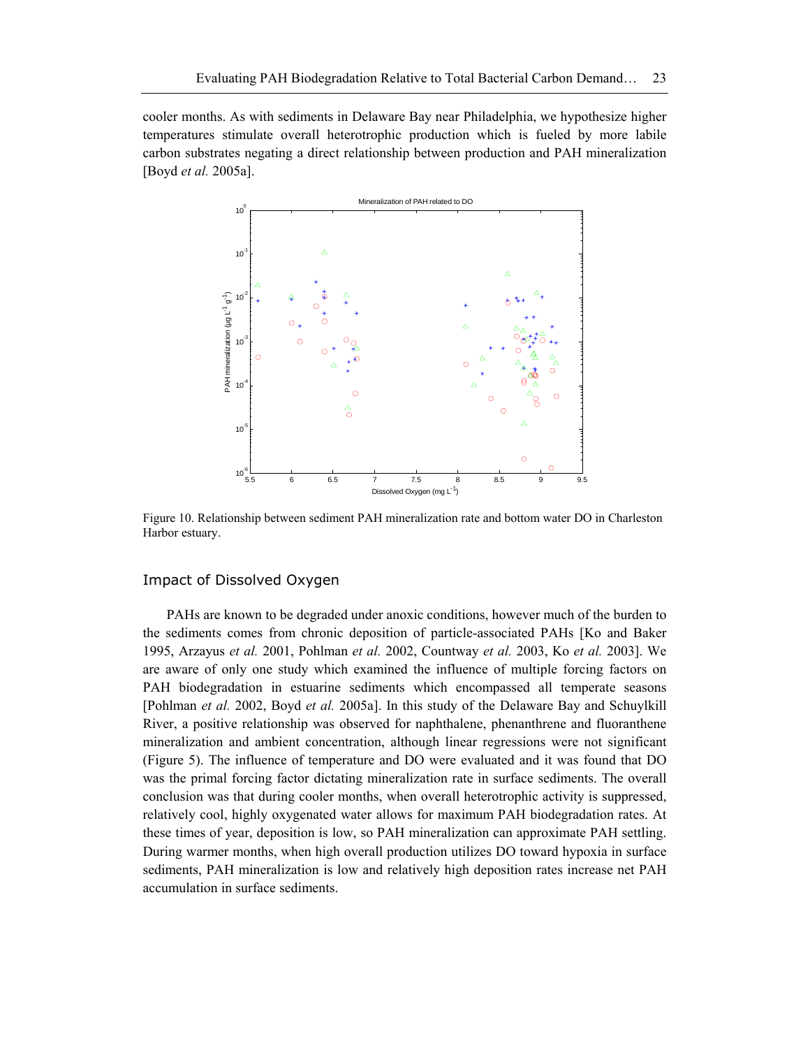cooler months. As with sediments in Delaware Bay near Philadelphia, we hypothesize higher temperatures stimulate overall heterotrophic production which is fueled by more labile carbon substrates negating a direct relationship between production and PAH mineralization [Boyd *et al.* 2005a].

Figure 10. Relationship between sediment PAH mineralization rate and bottom water DO in Charleston Harbor estuary.

## Impact of Dissolved Oxygen

PAHs are known to be degraded under anoxic conditions, however much of the burden to the sediments comes from chronic deposition of particle-associated PAHs [Ko and Baker 1995, Arzayus *et al.* 2001, Pohlman *et al.* 2002, Countway *et al.* 2003, Ko *et al.* 2003]. We are aware of only one study which examined the influence of multiple forcing factors on PAH biodegradation in estuarine sediments which encompassed all temperate seasons [Pohlman *et al.* 2002, Boyd *et al.* 2005a]. In this study of the Delaware Bay and Schuylkill River, a positive relationship was observed for naphthalene, phenanthrene and fluoranthene mineralization and ambient concentration, although linear regressions were not significant (Figure 5). The influence of temperature and DO were evaluated and it was found that DO was the primal forcing factor dictating mineralization rate in surface sediments. The overall conclusion was that during cooler months, when overall heterotrophic activity is suppressed, relatively cool, highly oxygenated water allows for maximum PAH biodegradation rates. At these times of year, deposition is low, so PAH mineralization can approximate PAH settling. During warmer months, when high overall production utilizes DO toward hypoxia in surface sediments, PAH mineralization is low and relatively high deposition rates increase net PAH accumulation in surface sediments.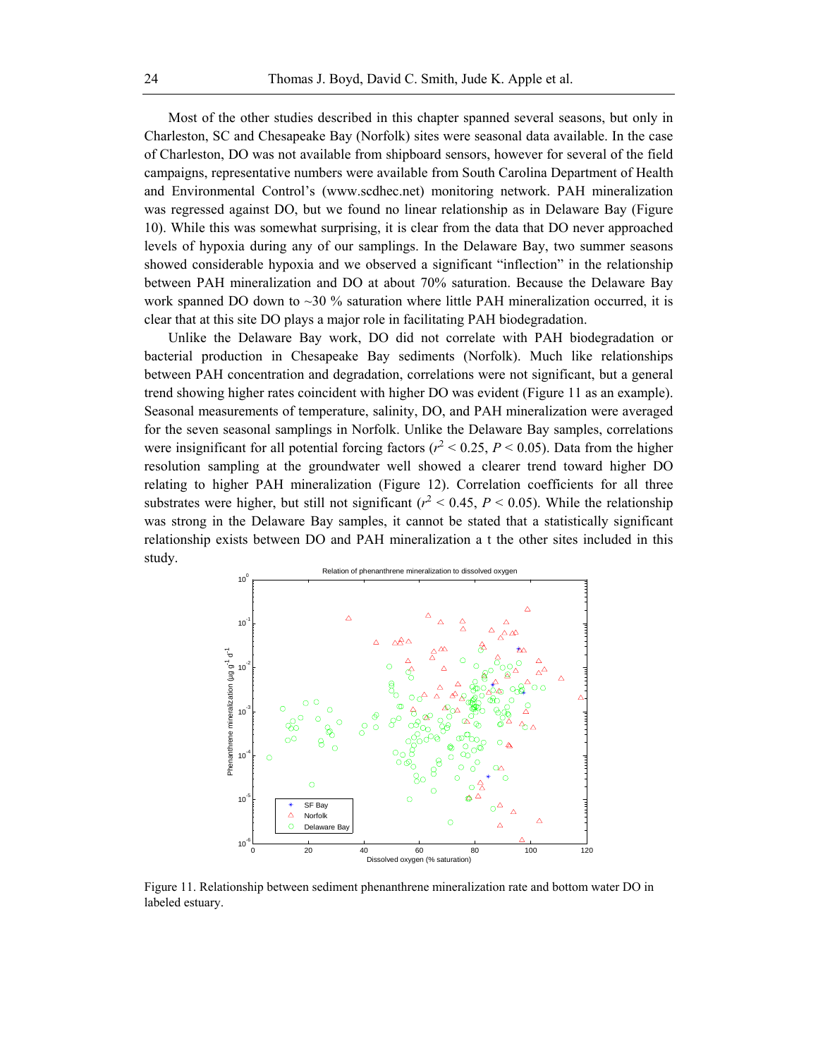Most of the other studies described in this chapter spanned several seasons, but only in Charleston, SC and Chesapeake Bay (Norfolk) sites were seasonal data available. In the case of Charleston, DO was not available from shipboard sensors, however for several of the field campaigns, representative numbers were available from South Carolina Department of Health and Environmental Control's (www.scdhec.net) monitoring network. PAH mineralization was regressed against DO, but we found no linear relationship as in Delaware Bay (Figure 10). While this was somewhat surprising, it is clear from the data that DO never approached levels of hypoxia during any of our samplings. In the Delaware Bay, two summer seasons showed considerable hypoxia and we observed a significant "inflection" in the relationship between PAH mineralization and DO at about 70% saturation. Because the Delaware Bay work spanned DO down to ~30 % saturation where little PAH mineralization occurred, it is clear that at this site DO plays a major role in facilitating PAH biodegradation.

Unlike the Delaware Bay work, DO did not correlate with PAH biodegradation or bacterial production in Chesapeake Bay sediments (Norfolk). Much like relationships between PAH concentration and degradation, correlations were not significant, but a general trend showing higher rates coincident with higher DO was evident (Figure 11 as an example). Seasonal measurements of temperature, salinity, DO, and PAH mineralization were averaged for the seven seasonal samplings in Norfolk. Unlike the Delaware Bay samples, correlations were insignificant for all potential forcing factors ($r^2 < 0.25$, $P < 0.05$). Data from the higher resolution sampling at the groundwater well showed a clearer trend toward higher DO relating to higher PAH mineralization (Figure 12). Correlation coefficients for all three substrates were higher, but still not significant ($r^2 < 0.45$, $P < 0.05$). While the relationship was strong in the Delaware Bay samples, it cannot be stated that a statistically significant relationship exists between DO and PAH mineralization a t the other sites included in this study.

Figure 11. Relationship between sediment phenanthrene mineralization rate and bottom water DO in labeled estuary.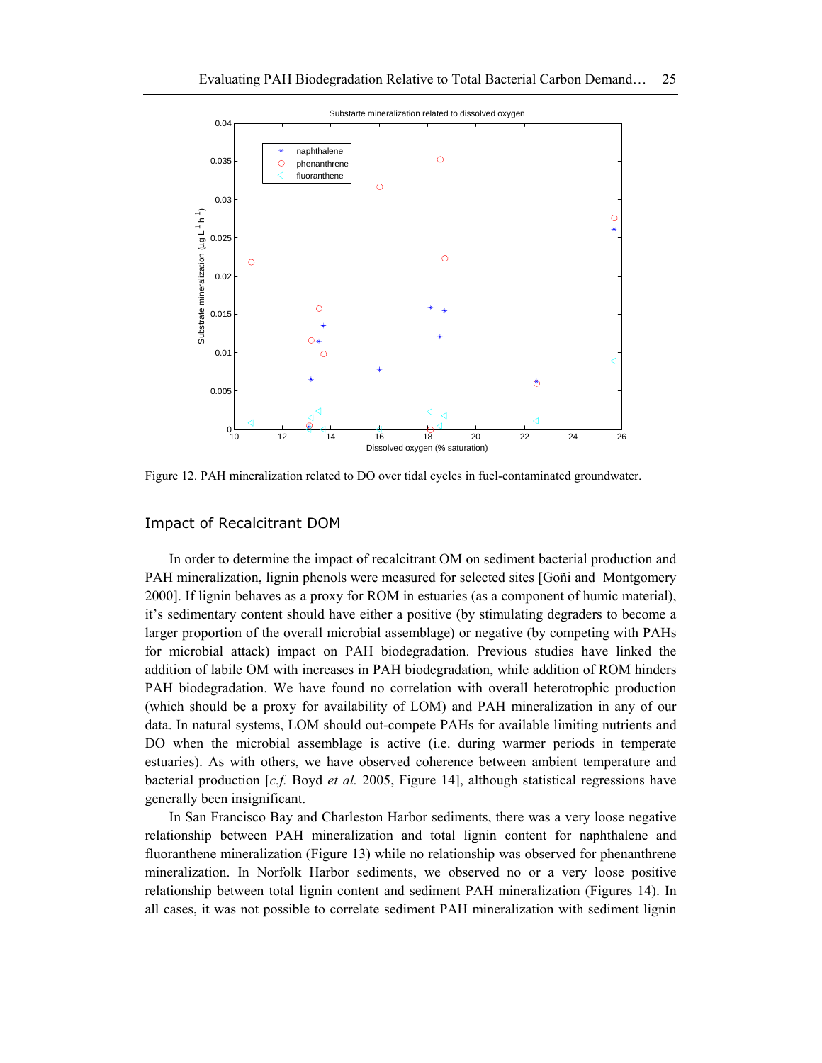Figure 12. PAH mineralization related to DO over tidal cycles in fuel-contaminated groundwater.

## Impact of Recalcitrant DOM

In order to determine the impact of recalcitrant OM on sediment bacterial production and PAH mineralization, lignin phenols were measured for selected sites [Goñi and Montgomery 2000]. If lignin behaves as a proxy for ROM in estuaries (as a component of humic material), it's sedimentary content should have either a positive (by stimulating degraders to become a larger proportion of the overall microbial assemblage) or negative (by competing with PAHs for microbial attack) impact on PAH biodegradation. Previous studies have linked the addition of labile OM with increases in PAH biodegradation, while addition of ROM hinders PAH biodegradation. We have found no correlation with overall heterotrophic production (which should be a proxy for availability of LOM) and PAH mineralization in any of our data. In natural systems, LOM should out-compete PAHs for available limiting nutrients and DO when the microbial assemblage is active (i.e. during warmer periods in temperate estuaries). As with others, we have observed coherence between ambient temperature and bacterial production [*c.f.* Boyd *et al.* 2005, Figure 14], although statistical regressions have generally been insignificant.

In San Francisco Bay and Charleston Harbor sediments, there was a very loose negative relationship between PAH mineralization and total lignin content for naphthalene and fluoranthene mineralization (Figure 13) while no relationship was observed for phenanthrene mineralization. In Norfolk Harbor sediments, we observed no or a very loose positive relationship between total lignin content and sediment PAH mineralization (Figures 14). In all cases, it was not possible to correlate sediment PAH mineralization with sediment lignin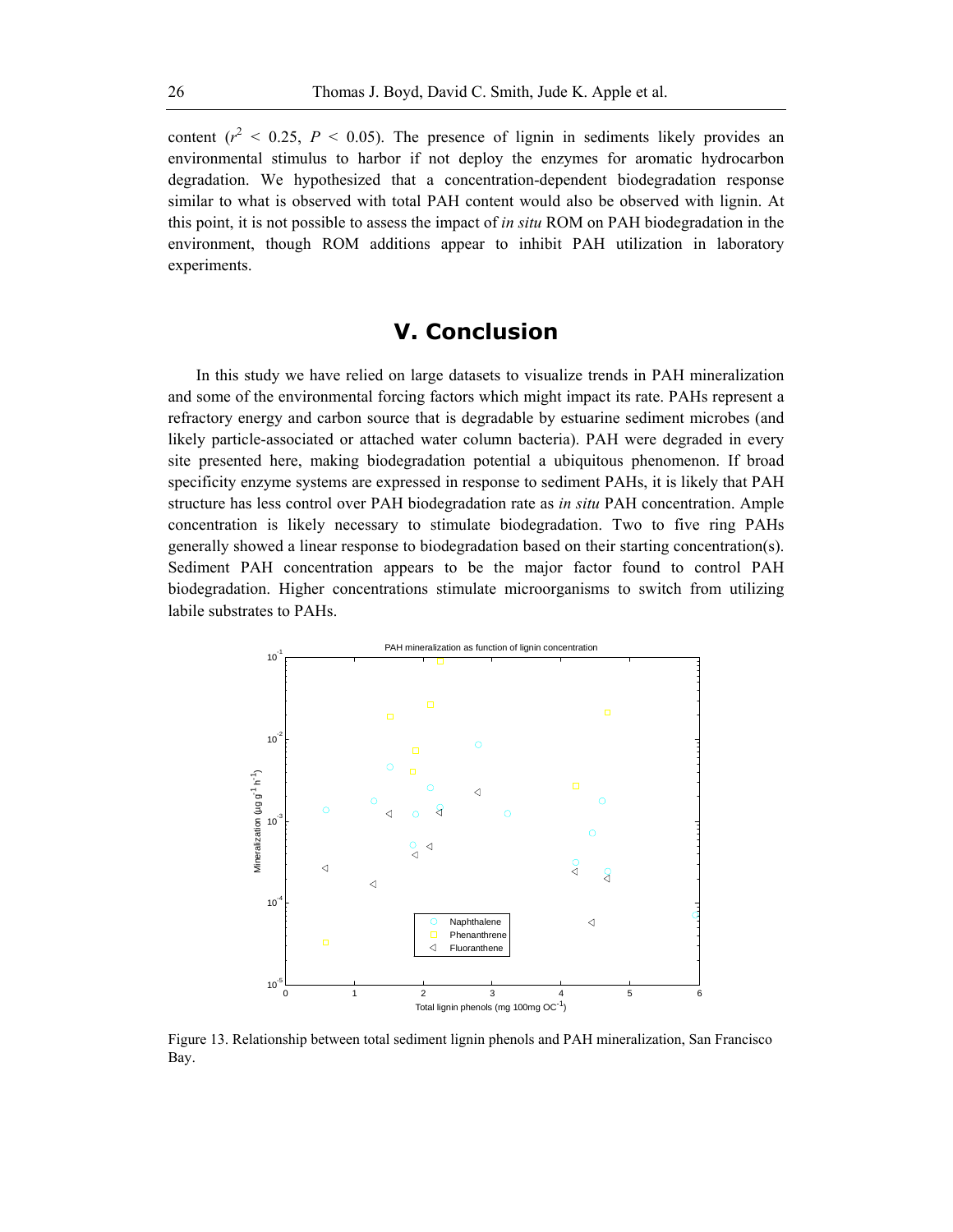content ($r^2$ < 0.25, $P$ < 0.05). The presence of lignin in sediments likely provides an environmental stimulus to harbor if not deploy the enzymes for aromatic hydrocarbon degradation. We hypothesized that a concentration-dependent biodegradation response similar to what is observed with total PAH content would also be observed with lignin. At this point, it is not possible to assess the impact of *in situ* ROM on PAH biodegradation in the environment, though ROM additions appear to inhibit PAH utilization in laboratory experiments.

# V. Conclusion

In this study we have relied on large datasets to visualize trends in PAH mineralization and some of the environmental forcing factors which might impact its rate. PAHs represent a refractory energy and carbon source that is degradable by estuarine sediment microbes (and likely particle-associated or attached water column bacteria). PAH were degraded in every site presented here, making biodegradation potential a ubiquitous phenomenon. If broad specificity enzyme systems are expressed in response to sediment PAHs, it is likely that PAH structure has less control over PAH biodegradation rate as *in situ* PAH concentration. Ample concentration is likely necessary to stimulate biodegradation. Two to five ring PAHs generally showed a linear response to biodegradation based on their starting concentration(s). Sediment PAH concentration appears to be the major factor found to control PAH biodegradation. Higher concentrations stimulate microorganisms to switch from utilizing labile substrates to PAHs.

Figure 13. Relationship between total sediment lignin phenols and PAH mineralization, San Francisco Bay.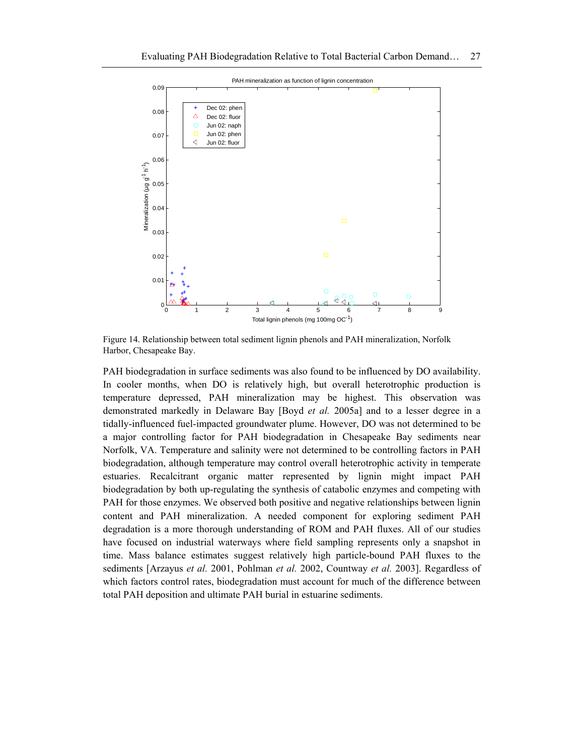Figure 14. Relationship between total sediment lignin phenols and PAH mineralization, Norfolk Harbor, Chesapeake Bay.

PAH biodegradation in surface sediments was also found to be influenced by DO availability. In cooler months, when DO is relatively high, but overall heterotrophic production is temperature depressed, PAH mineralization may be highest. This observation was demonstrated markedly in Delaware Bay [Boyd *et al.* 2005a] and to a lesser degree in a tidally-influenced fuel-impacted groundwater plume. However, DO was not determined to be a major controlling factor for PAH biodegradation in Chesapeake Bay sediments near Norfolk, VA. Temperature and salinity were not determined to be controlling factors in PAH biodegradation, although temperature may control overall heterotrophic activity in temperate estuaries. Recalcitrant organic matter represented by lignin might impact PAH biodegradation by both up-regulating the synthesis of catabolic enzymes and competing with PAH for those enzymes. We observed both positive and negative relationships between lignin content and PAH mineralization. A needed component for exploring sediment PAH degradation is a more thorough understanding of ROM and PAH fluxes. All of our studies have focused on industrial waterways where field sampling represents only a snapshot in time. Mass balance estimates suggest relatively high particle-bound PAH fluxes to the sediments [Arzayus *et al.* 2001, Pohlman *et al.* 2002, Countway *et al.* 2003]. Regardless of which factors control rates, biodegradation must account for much of the difference between total PAH deposition and ultimate PAH burial in estuarine sediments.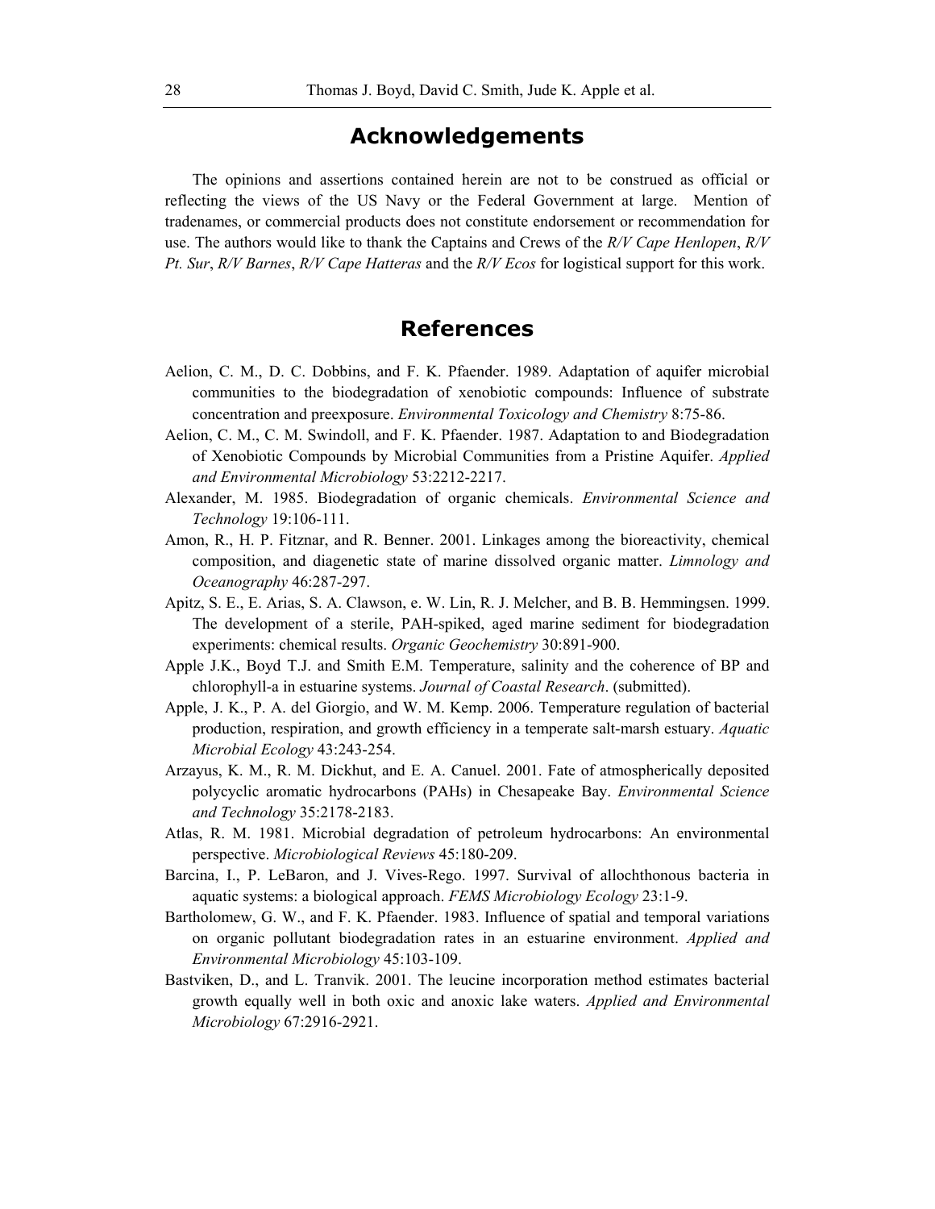## Acknowledgements

The opinions and assertions contained herein are not to be construed as official or reflecting the views of the US Navy or the Federal Government at large. Mention of tradenames, or commercial products does not constitute endorsement or recommendation for use. The authors would like to thank the Captains and Crews of the *R/V Cape Henlopen*, *R/V Pt. Sur*, *R/V Barnes*, *R/V Cape Hatteras* and the *R/V Ecos* for logistical support for this work.

## References

Aelion, C. M., D. C. Dobbins, and F. K. Pfaender. 1989. Adaptation of aquifer microbial communities to the biodegradation of xenobiotic compounds: Influence of substrate concentration and preexposure. *Environmental Toxicology and Chemistry* 8:75-86.

Aelion, C. M., C. M. Swindoll, and F. K. Pfaender. 1987. Adaptation to and Biodegradation of Xenobiotic Compounds by Microbial Communities from a Pristine Aquifer. *Applied and Environmental Microbiology* 53:2212-2217.

Alexander, M. 1985. Biodegradation of organic chemicals. *Environmental Science and Technology* 19:106-111.

Amon, R., H. P. Fitznar, and R. Benner. 2001. Linkages among the bioreactivity, chemical composition, and diagenetic state of marine dissolved organic matter. *Limnology and Oceanography* 46:287-297.

Apitz, S. E., E. Arias, S. A. Clawson, e. W. Lin, R. J. Melcher, and B. B. Hemmingsen. 1999. The development of a sterile, PAH-spiked, aged marine sediment for biodegradation experiments: chemical results. *Organic Geochemistry* 30:891-900.

Apple J.K., Boyd T.J. and Smith E.M. Temperature, salinity and the coherence of BP and chlorophyll-a in estuarine systems. *Journal of Coastal Research*. (submitted).

Apple, J. K., P. A. del Giorgio, and W. M. Kemp. 2006. Temperature regulation of bacterial production, respiration, and growth efficiency in a temperate salt-marsh estuary. *Aquatic Microbial Ecology* 43:243-254.

Arzayus, K. M., R. M. Dickhut, and E. A. Canuel. 2001. Fate of atmospherically deposited polycyclic aromatic hydrocarbons (PAHs) in Chesapeake Bay. *Environmental Science and Technology* 35:2178-2183.

Atlas, R. M. 1981. Microbial degradation of petroleum hydrocarbons: An environmental perspective. *Microbiological Reviews* 45:180-209.

Barcina, I., P. LeBaron, and J. Vives-Rego. 1997. Survival of allochthonous bacteria in aquatic systems: a biological approach. *FEMS Microbiology Ecology* 23:1-9.

Bartholomew, G. W., and F. K. Pfaender. 1983. Influence of spatial and temporal variations on organic pollutant biodegradation rates in an estuarine environment. *Applied and Environmental Microbiology* 45:103-109.

Bastviken, D., and L. Tranvik. 2001. The leucine incorporation method estimates bacterial growth equally well in both oxic and anoxic lake waters. *Applied and Environmental Microbiology* 67:2916-2921.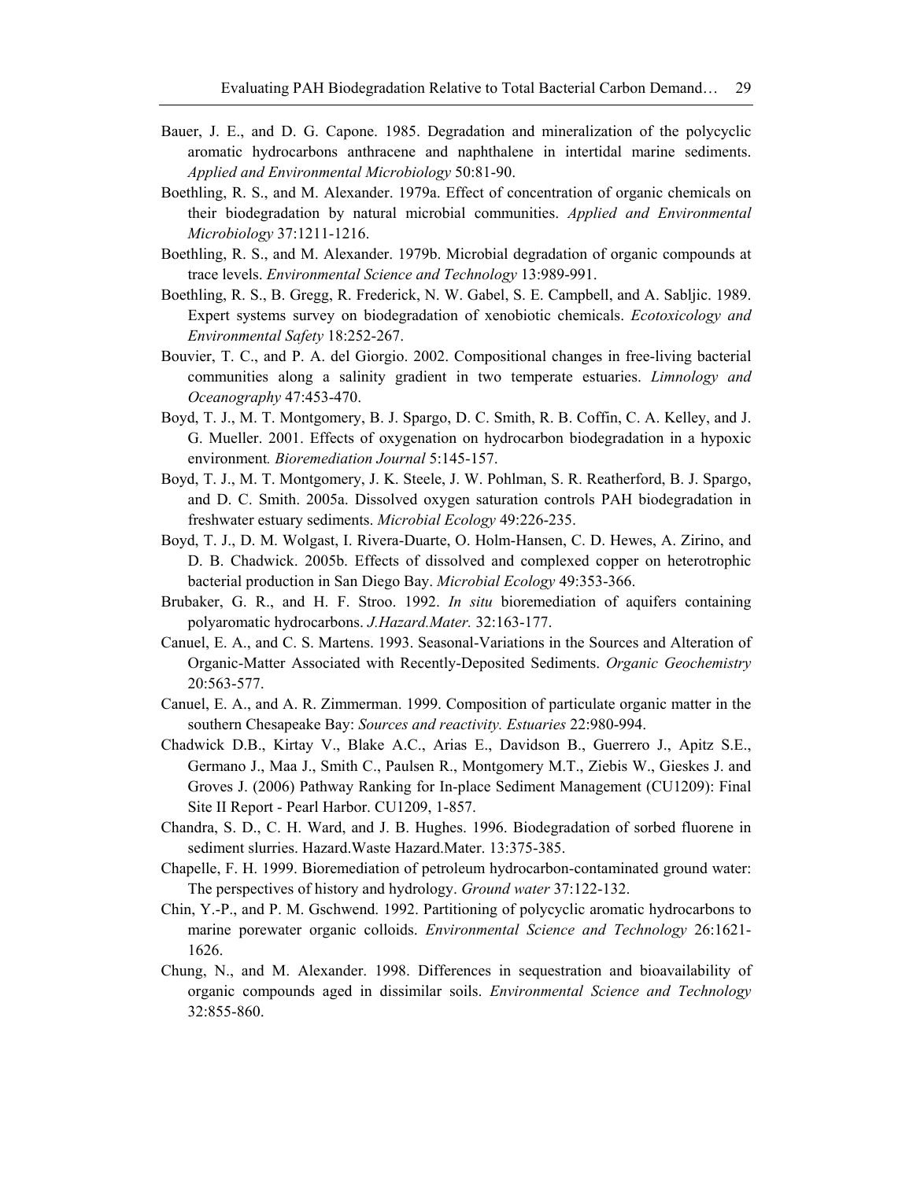Bauer, J. E., and D. G. Capone. 1985. Degradation and mineralization of the polycyclic aromatic hydrocarbons anthracene and naphthalene in intertidal marine sediments. *Applied and Environmental Microbiology* 50:81-90.

Boethling, R. S., and M. Alexander. 1979a. Effect of concentration of organic chemicals on their biodegradation by natural microbial communities. *Applied and Environmental Microbiology* 37:1211-1216.

Boethling, R. S., and M. Alexander. 1979b. Microbial degradation of organic compounds at trace levels. *Environmental Science and Technology* 13:989-991.

Boethling, R. S., B. Gregg, R. Frederick, N. W. Gabel, S. E. Campbell, and A. Sabljic. 1989. Expert systems survey on biodegradation of xenobiotic chemicals. *Ecotoxicology and Environmental Safety* 18:252-267.

Bouvier, T. C., and P. A. del Giorgio. 2002. Compositional changes in free-living bacterial communities along a salinity gradient in two temperate estuaries. *Limnology and Oceanography* 47:453-470.

Boyd, T. J., M. T. Montgomery, B. J. Spargo, D. C. Smith, R. B. Coffin, C. A. Kelley, and J. G. Mueller. 2001. Effects of oxygenation on hydrocarbon biodegradation in a hypoxic environment*. Bioremediation Journal* 5:145-157.

Boyd, T. J., M. T. Montgomery, J. K. Steele, J. W. Pohlman, S. R. Reatherford, B. J. Spargo, and D. C. Smith. 2005a. Dissolved oxygen saturation controls PAH biodegradation in freshwater estuary sediments. *Microbial Ecology* 49:226-235.

Boyd, T. J., D. M. Wolgast, I. Rivera-Duarte, O. Holm-Hansen, C. D. Hewes, A. Zirino, and D. B. Chadwick. 2005b. Effects of dissolved and complexed copper on heterotrophic bacterial production in San Diego Bay. *Microbial Ecology* 49:353-366.

Brubaker, G. R., and H. F. Stroo. 1992. *In situ* bioremediation of aquifers containing polyaromatic hydrocarbons. *J.Hazard.Mater.* 32:163-177.

Canuel, E. A., and C. S. Martens. 1993. Seasonal-Variations in the Sources and Alteration of Organic-Matter Associated with Recently-Deposited Sediments. *Organic Geochemistry* 20:563-577.

Canuel, E. A., and A. R. Zimmerman. 1999. Composition of particulate organic matter in the southern Chesapeake Bay: *Sources and reactivity. Estuaries* 22:980-994.

Chadwick D.B., Kirtay V., Blake A.C., Arias E., Davidson B., Guerrero J., Apitz S.E., Germano J., Maa J., Smith C., Paulsen R., Montgomery M.T., Ziebis W., Gieskes J. and Groves J. (2006) Pathway Ranking for In-place Sediment Management (CU1209): Final Site II Report - Pearl Harbor. CU1209, 1-857.

Chandra, S. D., C. H. Ward, and J. B. Hughes. 1996. Biodegradation of sorbed fluorene in sediment slurries. Hazard.Waste Hazard.Mater. 13:375-385.

Chapelle, F. H. 1999. Bioremediation of petroleum hydrocarbon-contaminated ground water: The perspectives of history and hydrology. *Ground water* 37:122-132.

Chin, Y.-P., and P. M. Gschwend. 1992. Partitioning of polycyclic aromatic hydrocarbons to marine porewater organic colloids. *Environmental Science and Technology* 26:1621-1626.

Chung, N., and M. Alexander. 1998. Differences in sequestration and bioavailability of organic compounds aged in dissimilar soils. *Environmental Science and Technology* 32:855-860.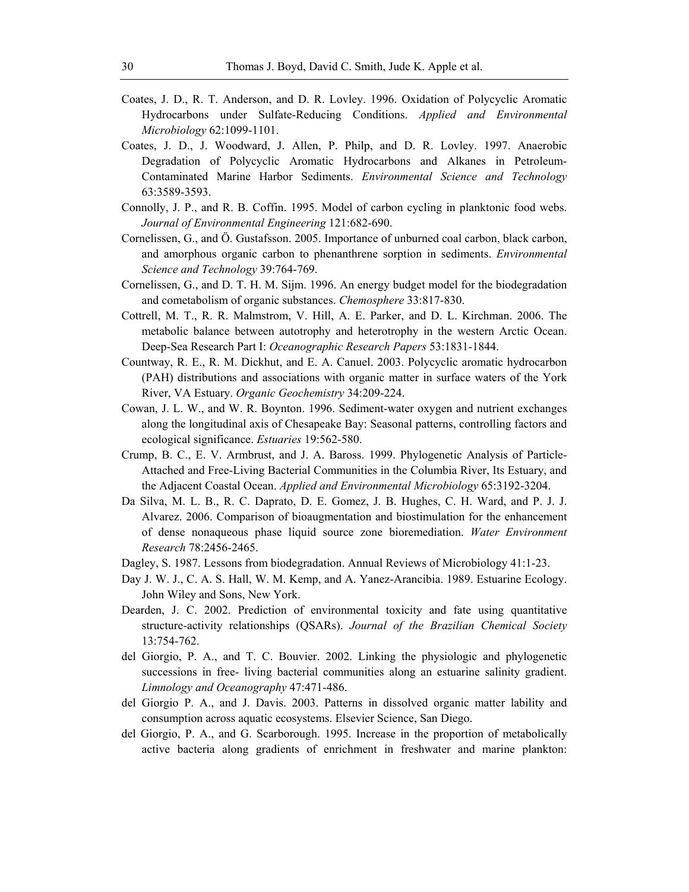Coates, J. D., R. T. Anderson, and D. R. Lovley. 1996. Oxidation of Polycyclic Aromatic Hydrocarbons under Sulfate-Reducing Conditions. *Applied and Environmental Microbiology* 62:1099-1101.

Coates, J. D., J. Woodward, J. Allen, P. Philp, and D. R. Lovley. 1997. Anaerobic Degradation of Polycyclic Aromatic Hydrocarbons and Alkanes in Petroleum-Contaminated Marine Harbor Sediments. *Environmental Science and Technology* 63:3589-3593.

Connolly, J. P., and R. B. Coffin. 1995. Model of carbon cycling in planktonic food webs. *Journal of Environmental Engineering* 121:682-690.

Cornelissen, G., and Ö. Gustafsson. 2005. Importance of unburned coal carbon, black carbon, and amorphous organic carbon to phenanthrene sorption in sediments. *Environmental Science and Technology* 39:764-769.

Cornelissen, G., and D. T. H. M. Sijm. 1996. An energy budget model for the biodegradation and cometabolism of organic substances. *Chemosphere* 33:817-830.

Cottrell, M. T., R. R. Malmstrom, V. Hill, A. E. Parker, and D. L. Kirchman. 2006. The metabolic balance between autotrophy and heterotrophy in the western Arctic Ocean. Deep-Sea Research Part I: *Oceanographic Research Papers* 53:1831-1844.

Countway, R. E., R. M. Dickhut, and E. A. Canuel. 2003. Polycyclic aromatic hydrocarbon (PAH) distributions and associations with organic matter in surface waters of the York River, VA Estuary. *Organic Geochemistry* 34:209-224.

Cowan, J. L. W., and W. R. Boynton. 1996. Sediment-water oxygen and nutrient exchanges along the longitudinal axis of Chesapeake Bay: Seasonal patterns, controlling factors and ecological significance. *Estuaries* 19:562-580.

Crump, B. C., E. V. Armbrust, and J. A. Baross. 1999. Phylogenetic Analysis of Particle-Attached and Free-Living Bacterial Communities in the Columbia River, Its Estuary, and the Adjacent Coastal Ocean. *Applied and Environmental Microbiology* 65:3192-3204.

Da Silva, M. L. B., R. C. Daprato, D. E. Gomez, J. B. Hughes, C. H. Ward, and P. J. J. Alvarez. 2006. Comparison of bioaugmentation and biostimulation for the enhancement of dense nonaqueous phase liquid source zone bioremediation. *Water Environment Research* 78:2456-2465.

Dagley, S. 1987. Lessons from biodegradation. Annual Reviews of Microbiology 41:1-23.

Day J. W. J., C. A. S. Hall, W. M. Kemp, and A. Yanez-Arancibia. 1989. Estuarine Ecology. John Wiley and Sons, New York.

Dearden, J. C. 2002. Prediction of environmental toxicity and fate using quantitative structure-activity relationships (QSARs). *Journal of the Brazilian Chemical Society* 13:754-762.

del Giorgio, P. A., and T. C. Bouvier. 2002. Linking the physiologic and phylogenetic successions in free- living bacterial communities along an estuarine salinity gradient. *Limnology and Oceanography* 47:471-486.

del Giorgio P. A., and J. Davis. 2003. Patterns in dissolved organic matter lability and consumption across aquatic ecosystems. Elsevier Science, San Diego.

del Giorgio, P. A., and G. Scarborough. 1995. Increase in the proportion of metabolically active bacteria along gradients of enrichment in freshwater and marine plankton: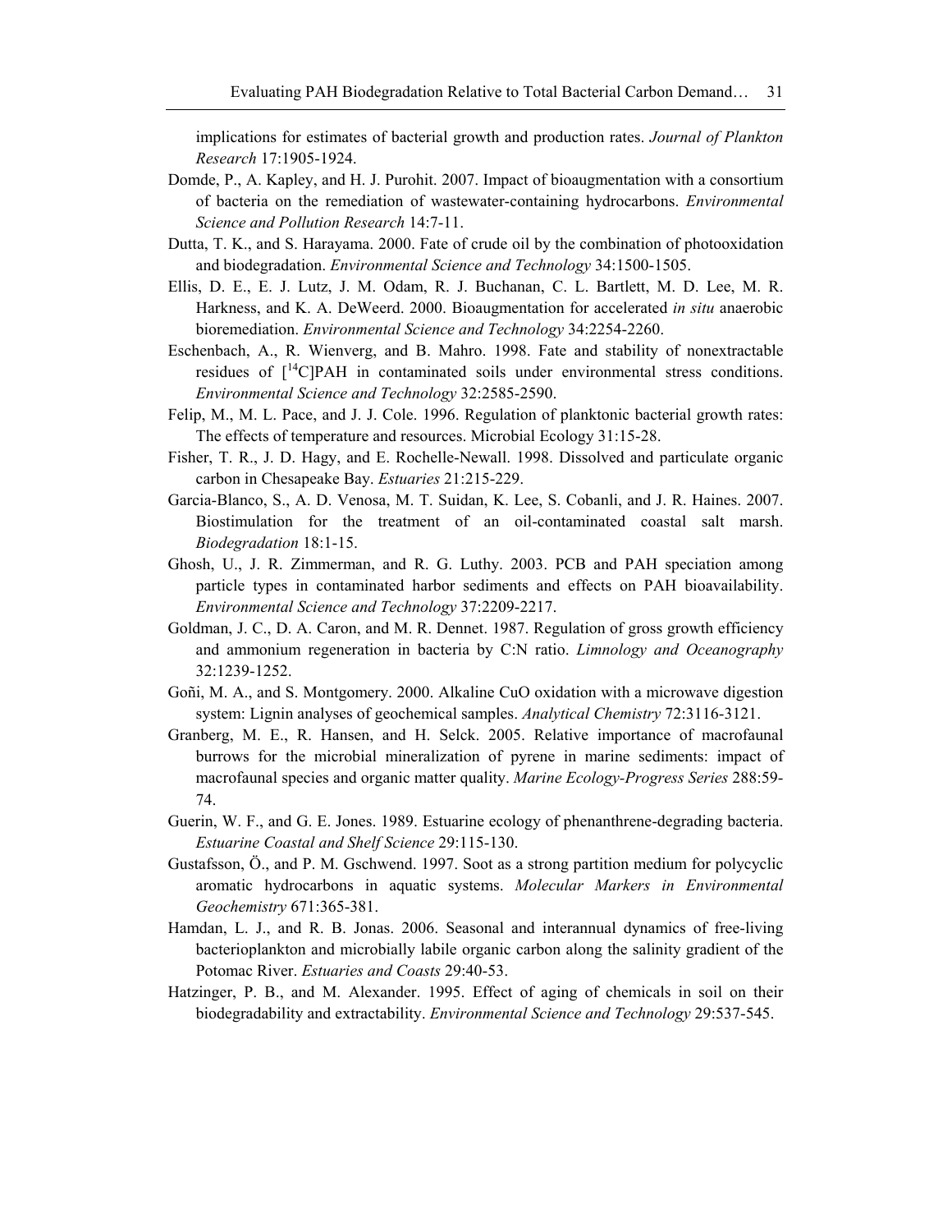implications for estimates of bacterial growth and production rates. *Journal of Plankton Research* 17:1905-1924.

Domde, P., A. Kapley, and H. J. Purohit. 2007. Impact of bioaugmentation with a consortium of bacteria on the remediation of wastewater-containing hydrocarbons. *Environmental Science and Pollution Research* 14:7-11.

Dutta, T. K., and S. Harayama. 2000. Fate of crude oil by the combination of photooxidation and biodegradation. *Environmental Science and Technology* 34:1500-1505.

Ellis, D. E., E. J. Lutz, J. M. Odam, R. J. Buchanan, C. L. Bartlett, M. D. Lee, M. R. Harkness, and K. A. DeWeerd. 2000. Bioaugmentation for accelerated *in situ* anaerobic bioremediation. *Environmental Science and Technology* 34:2254-2260.

Eschenbach, A., R. Wienverg, and B. Mahro. 1998. Fate and stability of nonextractable residues of [$^{14}$C]PAH in contaminated soils under environmental stress conditions. *Environmental Science and Technology* 32:2585-2590.

Felip, M., M. L. Pace, and J. J. Cole. 1996. Regulation of planktonic bacterial growth rates: The effects of temperature and resources. Microbial Ecology 31:15-28.

Fisher, T. R., J. D. Hagy, and E. Rochelle-Newall. 1998. Dissolved and particulate organic carbon in Chesapeake Bay. *Estuaries* 21:215-229.

Garcia-Blanco, S., A. D. Venosa, M. T. Suidan, K. Lee, S. Cobanli, and J. R. Haines. 2007. Biostimulation for the treatment of an oil-contaminated coastal salt marsh. *Biodegradation* 18:1-15.

Ghosh, U., J. R. Zimmerman, and R. G. Luthy. 2003. PCB and PAH speciation among particle types in contaminated harbor sediments and effects on PAH bioavailability. *Environmental Science and Technology* 37:2209-2217.

Goldman, J. C., D. A. Caron, and M. R. Dennet. 1987. Regulation of gross growth efficiency and ammonium regeneration in bacteria by C:N ratio. *Limnology and Oceanography* 32:1239-1252.

Goñi, M. A., and S. Montgomery. 2000. Alkaline CuO oxidation with a microwave digestion system: Lignin analyses of geochemical samples. *Analytical Chemistry* 72:3116-3121.

Granberg, M. E., R. Hansen, and H. Selck. 2005. Relative importance of macrofaunal burrows for the microbial mineralization of pyrene in marine sediments: impact of macrofaunal species and organic matter quality. *Marine Ecology-Progress Series* 288:59-74.

Guerin, W. F., and G. E. Jones. 1989. Estuarine ecology of phenanthrene-degrading bacteria. *Estuarine Coastal and Shelf Science* 29:115-130.

Gustafsson, Ö., and P. M. Gschwend. 1997. Soot as a strong partition medium for polycyclic aromatic hydrocarbons in aquatic systems. *Molecular Markers in Environmental Geochemistry* 671:365-381.

Hamdan, L. J., and R. B. Jonas. 2006. Seasonal and interannual dynamics of free-living bacterioplankton and microbially labile organic carbon along the salinity gradient of the Potomac River. *Estuaries and Coasts* 29:40-53.

Hatzinger, P. B., and M. Alexander. 1995. Effect of aging of chemicals in soil on their biodegradability and extractability. *Environmental Science and Technology* 29:537-545.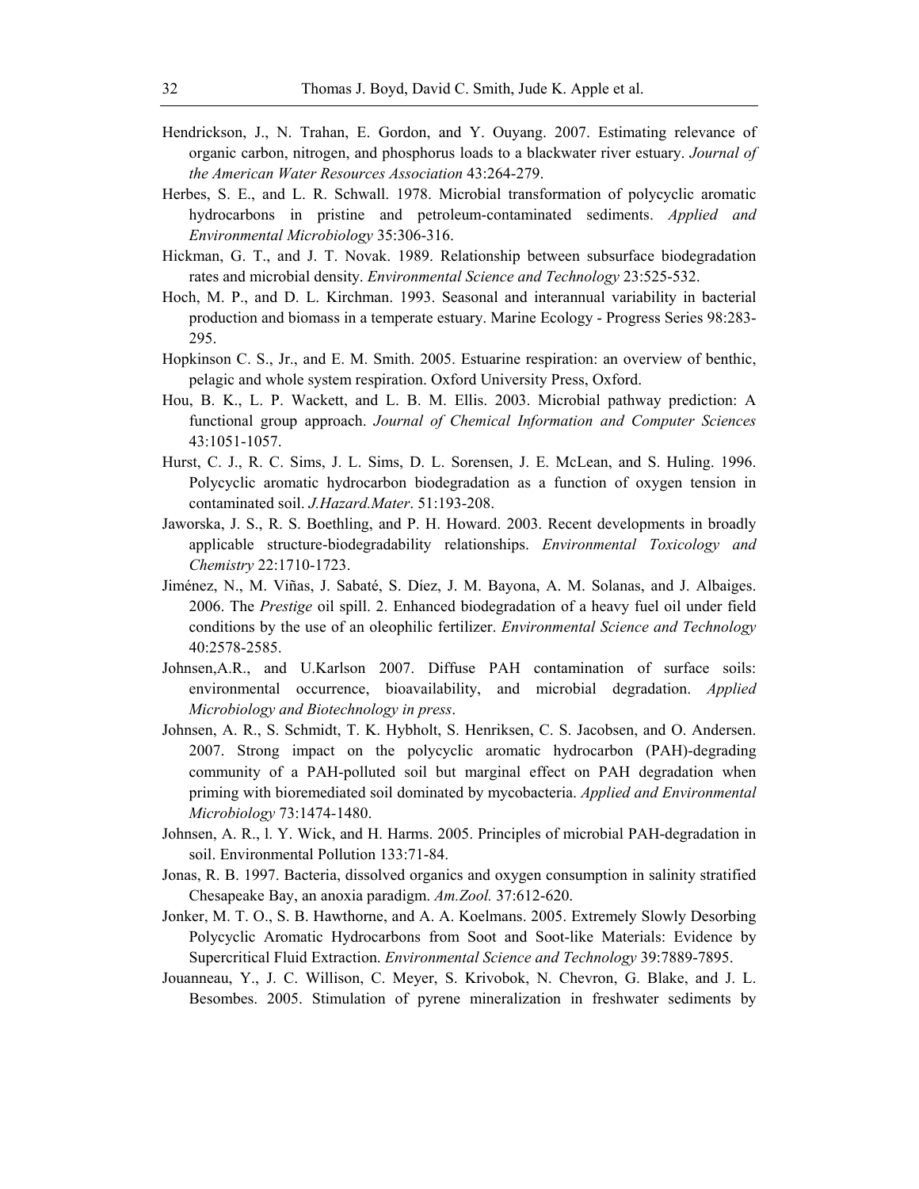Hendrickson, J., N. Trahan, E. Gordon, and Y. Ouyang. 2007. Estimating relevance of organic carbon, nitrogen, and phosphorus loads to a blackwater river estuary. *Journal of the American Water Resources Association* 43:264-279.

Herbes, S. E., and L. R. Schwall. 1978. Microbial transformation of polycyclic aromatic hydrocarbons in pristine and petroleum-contaminated sediments. *Applied and Environmental Microbiology* 35:306-316.

Hickman, G. T., and J. T. Novak. 1989. Relationship between subsurface biodegradation rates and microbial density. *Environmental Science and Technology* 23:525-532.

Hoch, M. P., and D. L. Kirchman. 1993. Seasonal and interannual variability in bacterial production and biomass in a temperate estuary. Marine Ecology - Progress Series 98:283-295.

Hopkinson C. S., Jr., and E. M. Smith. 2005. Estuarine respiration: an overview of benthic, pelagic and whole system respiration. Oxford University Press, Oxford.

Hou, B. K., L. P. Wackett, and L. B. M. Ellis. 2003. Microbial pathway prediction: A functional group approach. *Journal of Chemical Information and Computer Sciences* 43:1051-1057.

Hurst, C. J., R. C. Sims, J. L. Sims, D. L. Sorensen, J. E. McLean, and S. Huling. 1996. Polycyclic aromatic hydrocarbon biodegradation as a function of oxygen tension in contaminated soil. *J.Hazard.Mater*. 51:193-208.

Jaworska, J. S., R. S. Boethling, and P. H. Howard. 2003. Recent developments in broadly applicable structure-biodegradability relationships. *Environmental Toxicology and Chemistry* 22:1710-1723.

Jiménez, N., M. Viñas, J. Sabaté, S. Díez, J. M. Bayona, A. M. Solanas, and J. Albaiges. 2006. The *Prestige* oil spill. 2. Enhanced biodegradation of a heavy fuel oil under field conditions by the use of an oleophilic fertilizer. *Environmental Science and Technology* 40:2578-2585.

Johnsen,A.R., and U.Karlson 2007. Diffuse PAH contamination of surface soils: environmental occurrence, bioavailability, and microbial degradation. *Applied Microbiology and Biotechnology in press*.

Johnsen, A. R., S. Schmidt, T. K. Hybholt, S. Henriksen, C. S. Jacobsen, and O. Andersen. 2007. Strong impact on the polycyclic aromatic hydrocarbon (PAH)-degrading community of a PAH-polluted soil but marginal effect on PAH degradation when priming with bioremediated soil dominated by mycobacteria. *Applied and Environmental Microbiology* 73:1474-1480.

Johnsen, A. R., l. Y. Wick, and H. Harms. 2005. Principles of microbial PAH-degradation in soil. Environmental Pollution 133:71-84.

Jonas, R. B. 1997. Bacteria, dissolved organics and oxygen consumption in salinity stratified Chesapeake Bay, an anoxia paradigm. *Am.Zool.* 37:612-620.

Jonker, M. T. O., S. B. Hawthorne, and A. A. Koelmans. 2005. Extremely Slowly Desorbing Polycyclic Aromatic Hydrocarbons from Soot and Soot-like Materials: Evidence by Supercritical Fluid Extraction. *Environmental Science and Technology* 39:7889-7895.

Jouanneau, Y., J. C. Willison, C. Meyer, S. Krivobok, N. Chevron, G. Blake, and J. L. Besombes. 2005. Stimulation of pyrene mineralization in freshwater sediments by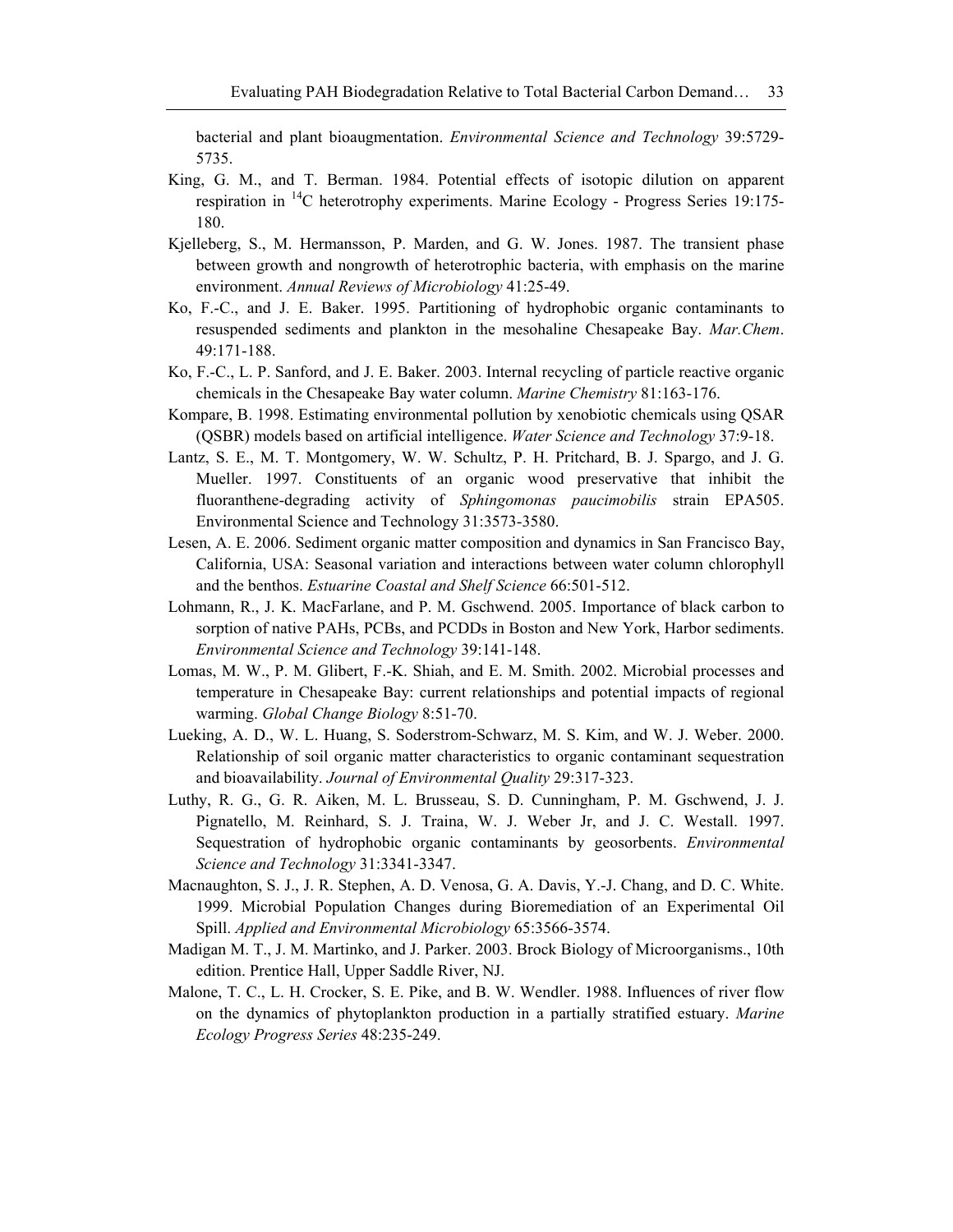bacterial and plant bioaugmentation. *Environmental Science and Technology* 39:5729-5735.

King, G. M., and T. Berman. 1984. Potential effects of isotopic dilution on apparent respiration in $^{14}C$ heterotrophy experiments. Marine Ecology - Progress Series 19:175-180.

Kjelleberg, S., M. Hermansson, P. Marden, and G. W. Jones. 1987. The transient phase between growth and nongrowth of heterotrophic bacteria, with emphasis on the marine environment. *Annual Reviews of Microbiology* 41:25-49.

Ko, F.-C., and J. E. Baker. 1995. Partitioning of hydrophobic organic contaminants to resuspended sediments and plankton in the mesohaline Chesapeake Bay. *Mar.Chem*. 49:171-188.

Ko, F.-C., L. P. Sanford, and J. E. Baker. 2003. Internal recycling of particle reactive organic chemicals in the Chesapeake Bay water column. *Marine Chemistry* 81:163-176.

Kompare, B. 1998. Estimating environmental pollution by xenobiotic chemicals using QSAR (QSBR) models based on artificial intelligence. *Water Science and Technology* 37:9-18.

Lantz, S. E., M. T. Montgomery, W. W. Schultz, P. H. Pritchard, B. J. Spargo, and J. G. Mueller. 1997. Constituents of an organic wood preservative that inhibit the fluoranthene-degrading activity of *Sphingomonas paucimobilis* strain EPA505. Environmental Science and Technology 31:3573-3580.

Lesen, A. E. 2006. Sediment organic matter composition and dynamics in San Francisco Bay, California, USA: Seasonal variation and interactions between water column chlorophyll and the benthos. *Estuarine Coastal and Shelf Science* 66:501-512.

Lohmann, R., J. K. MacFarlane, and P. M. Gschwend. 2005. Importance of black carbon to sorption of native PAHs, PCBs, and PCDDs in Boston and New York, Harbor sediments. *Environmental Science and Technology* 39:141-148.

Lomas, M. W., P. M. Glibert, F.-K. Shiah, and E. M. Smith. 2002. Microbial processes and temperature in Chesapeake Bay: current relationships and potential impacts of regional warming. *Global Change Biology* 8:51-70.

Lueking, A. D., W. L. Huang, S. Soderstrom-Schwarz, M. S. Kim, and W. J. Weber. 2000. Relationship of soil organic matter characteristics to organic contaminant sequestration and bioavailability. *Journal of Environmental Quality* 29:317-323.

Luthy, R. G., G. R. Aiken, M. L. Brusseau, S. D. Cunningham, P. M. Gschwend, J. J. Pignatello, M. Reinhard, S. J. Traina, W. J. Weber Jr, and J. C. Westall. 1997. Sequestration of hydrophobic organic contaminants by geosorbents. *Environmental Science and Technology* 31:3341-3347.

Macnaughton, S. J., J. R. Stephen, A. D. Venosa, G. A. Davis, Y.-J. Chang, and D. C. White. 1999. Microbial Population Changes during Bioremediation of an Experimental Oil Spill. *Applied and Environmental Microbiology* 65:3566-3574.

Madigan M. T., J. M. Martinko, and J. Parker. 2003. Brock Biology of Microorganisms., 10th edition. Prentice Hall, Upper Saddle River, NJ.

Malone, T. C., L. H. Crocker, S. E. Pike, and B. W. Wendler. 1988. Influences of river flow on the dynamics of phytoplankton production in a partially stratified estuary. *Marine Ecology Progress Series* 48:235-249.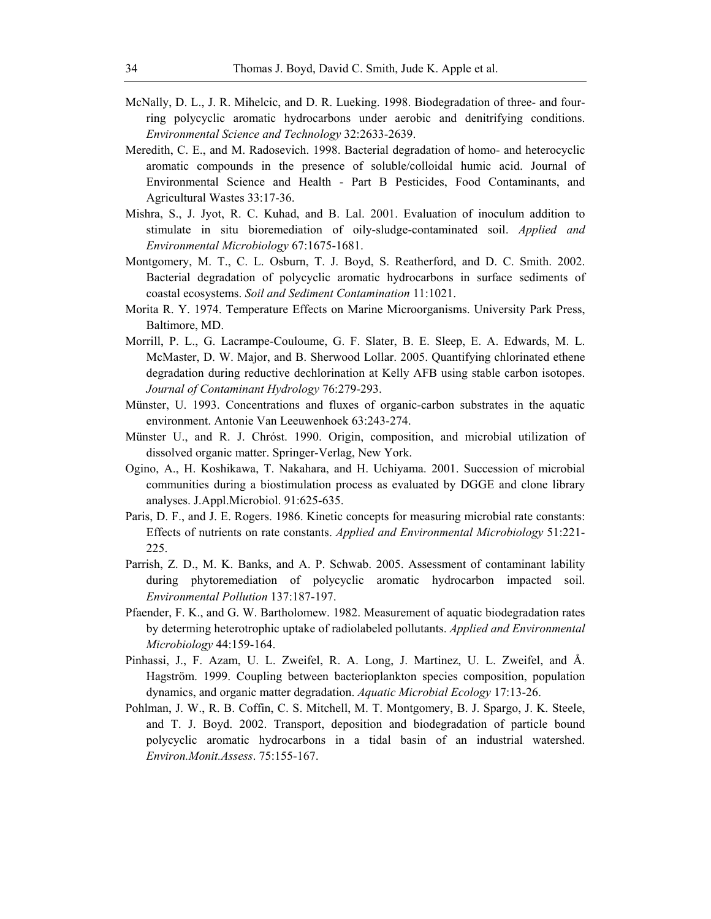McNally, D. L., J. R. Mihelcic, and D. R. Lueking. 1998. Biodegradation of three- and four-ring polycyclic aromatic hydrocarbons under aerobic and denitrifying conditions. *Environmental Science and Technology* 32:2633-2639.

Meredith, C. E., and M. Radosevich. 1998. Bacterial degradation of homo- and heterocyclic aromatic compounds in the presence of soluble/colloidal humic acid. Journal of Environmental Science and Health - Part B Pesticides, Food Contaminants, and Agricultural Wastes 33:17-36.

Mishra, S., J. Jyot, R. C. Kuhad, and B. Lal. 2001. Evaluation of inoculum addition to stimulate in situ bioremediation of oily-sludge-contaminated soil. *Applied and Environmental Microbiology* 67:1675-1681.

Montgomery, M. T., C. L. Osburn, T. J. Boyd, S. Reatherford, and D. C. Smith. 2002. Bacterial degradation of polycyclic aromatic hydrocarbons in surface sediments of coastal ecosystems. *Soil and Sediment Contamination* 11:1021.

Morita R. Y. 1974. Temperature Effects on Marine Microorganisms. University Park Press, Baltimore, MD.

Morrill, P. L., G. Lacrampe-Couloume, G. F. Slater, B. E. Sleep, E. A. Edwards, M. L. McMaster, D. W. Major, and B. Sherwood Lollar. 2005. Quantifying chlorinated ethene degradation during reductive dechlorination at Kelly AFB using stable carbon isotopes. *Journal of Contaminant Hydrology* 76:279-293.

Münster, U. 1993. Concentrations and fluxes of organic-carbon substrates in the aquatic environment. Antonie Van Leeuwenhoek 63:243-274.

Münster U., and R. J. Chróst. 1990. Origin, composition, and microbial utilization of dissolved organic matter. Springer-Verlag, New York.

Ogino, A., H. Koshikawa, T. Nakahara, and H. Uchiyama. 2001. Succession of microbial communities during a biostimulation process as evaluated by DGGE and clone library analyses. J.Appl.Microbiol. 91:625-635.

Paris, D. F., and J. E. Rogers. 1986. Kinetic concepts for measuring microbial rate constants: Effects of nutrients on rate constants. *Applied and Environmental Microbiology* 51:221-225.

Parrish, Z. D., M. K. Banks, and A. P. Schwab. 2005. Assessment of contaminant lability during phytoremediation of polycyclic aromatic hydrocarbon impacted soil. *Environmental Pollution* 137:187-197.

Pfaender, F. K., and G. W. Bartholomew. 1982. Measurement of aquatic biodegradation rates by determing heterotrophic uptake of radiolabeled pollutants. *Applied and Environmental Microbiology* 44:159-164.

Pinhassi, J., F. Azam, U. L. Zweifel, R. A. Long, J. Martinez, U. L. Zweifel, and Å. Hagström. 1999. Coupling between bacterioplankton species composition, population dynamics, and organic matter degradation. *Aquatic Microbial Ecology* 17:13-26.

Pohlman, J. W., R. B. Coffin, C. S. Mitchell, M. T. Montgomery, B. J. Spargo, J. K. Steele, and T. J. Boyd. 2002. Transport, deposition and biodegradation of particle bound polycyclic aromatic hydrocarbons in a tidal basin of an industrial watershed. *Environ.Monit.Assess*. 75:155-167.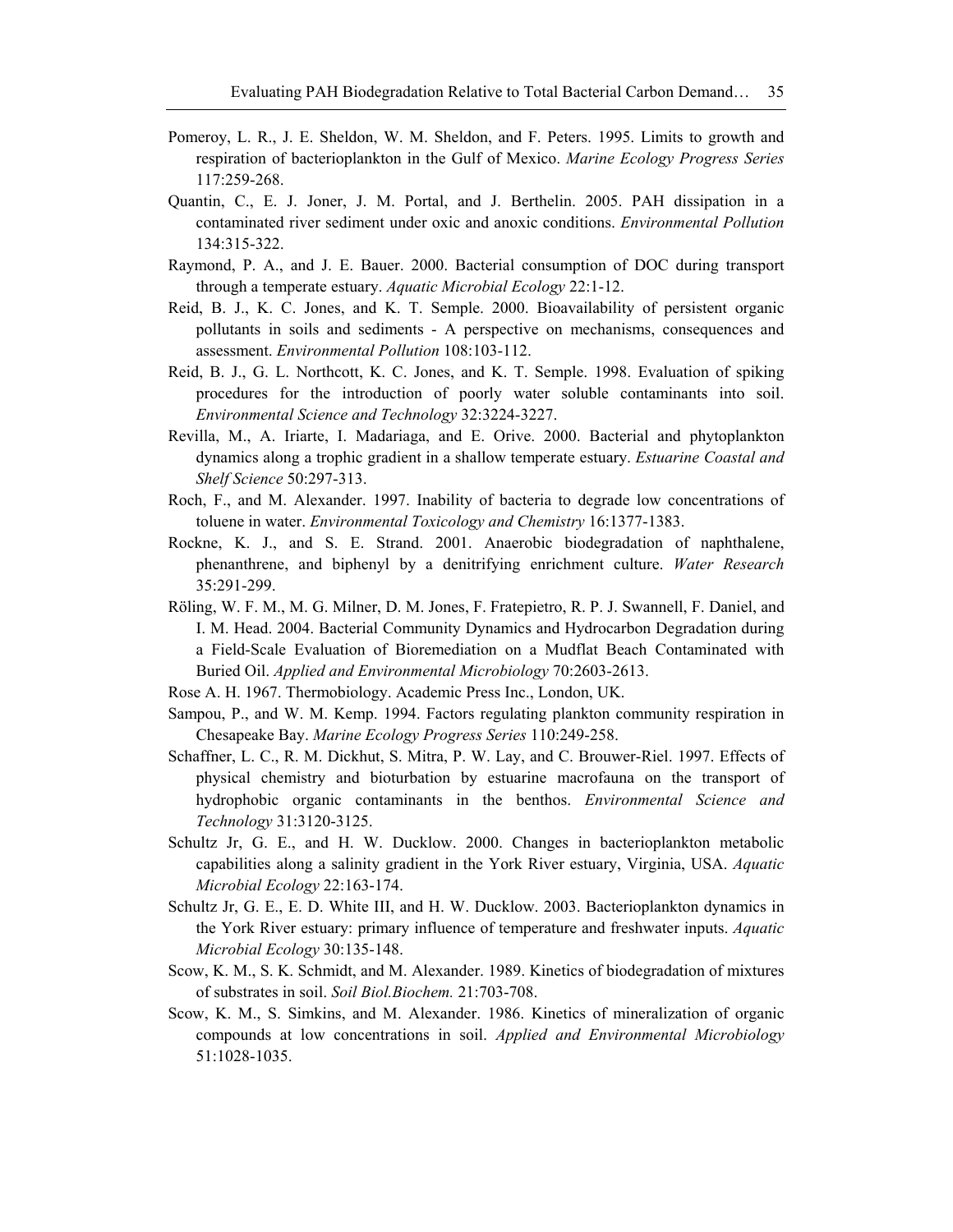Pomeroy, L. R., J. E. Sheldon, W. M. Sheldon, and F. Peters. 1995. Limits to growth and respiration of bacterioplankton in the Gulf of Mexico. *Marine Ecology Progress Series* 117:259-268.

Quantin, C., E. J. Joner, J. M. Portal, and J. Berthelin. 2005. PAH dissipation in a contaminated river sediment under oxic and anoxic conditions. *Environmental Pollution* 134:315-322.

Raymond, P. A., and J. E. Bauer. 2000. Bacterial consumption of DOC during transport through a temperate estuary. *Aquatic Microbial Ecology* 22:1-12.

Reid, B. J., K. C. Jones, and K. T. Semple. 2000. Bioavailability of persistent organic pollutants in soils and sediments - A perspective on mechanisms, consequences and assessment. *Environmental Pollution* 108:103-112.

Reid, B. J., G. L. Northcott, K. C. Jones, and K. T. Semple. 1998. Evaluation of spiking procedures for the introduction of poorly water soluble contaminants into soil. *Environmental Science and Technology* 32:3224-3227.

Revilla, M., A. Iriarte, I. Madariaga, and E. Orive. 2000. Bacterial and phytoplankton dynamics along a trophic gradient in a shallow temperate estuary. *Estuarine Coastal and Shelf Science* 50:297-313.

Roch, F., and M. Alexander. 1997. Inability of bacteria to degrade low concentrations of toluene in water. *Environmental Toxicology and Chemistry* 16:1377-1383.

Rockne, K. J., and S. E. Strand. 2001. Anaerobic biodegradation of naphthalene, phenanthrene, and biphenyl by a denitrifying enrichment culture. *Water Research* 35:291-299.

Röling, W. F. M., M. G. Milner, D. M. Jones, F. Fratepietro, R. P. J. Swannell, F. Daniel, and I. M. Head. 2004. Bacterial Community Dynamics and Hydrocarbon Degradation during a Field-Scale Evaluation of Bioremediation on a Mudflat Beach Contaminated with Buried Oil. *Applied and Environmental Microbiology* 70:2603-2613.

Rose A. H. 1967. Thermobiology. Academic Press Inc., London, UK.

Sampou, P., and W. M. Kemp. 1994. Factors regulating plankton community respiration in Chesapeake Bay. *Marine Ecology Progress Series* 110:249-258.

Schaffner, L. C., R. M. Dickhut, S. Mitra, P. W. Lay, and C. Brouwer-Riel. 1997. Effects of physical chemistry and bioturbation by estuarine macrofauna on the transport of hydrophobic organic contaminants in the benthos. *Environmental Science and Technology* 31:3120-3125.

Schultz Jr, G. E., and H. W. Ducklow. 2000. Changes in bacterioplankton metabolic capabilities along a salinity gradient in the York River estuary, Virginia, USA. *Aquatic Microbial Ecology* 22:163-174.

Schultz Jr, G. E., E. D. White III, and H. W. Ducklow. 2003. Bacterioplankton dynamics in the York River estuary: primary influence of temperature and freshwater inputs. *Aquatic Microbial Ecology* 30:135-148.

Scow, K. M., S. K. Schmidt, and M. Alexander. 1989. Kinetics of biodegradation of mixtures of substrates in soil. *Soil Biol.Biochem.* 21:703-708.

Scow, K. M., S. Simkins, and M. Alexander. 1986. Kinetics of mineralization of organic compounds at low concentrations in soil. *Applied and Environmental Microbiology* 51:1028-1035.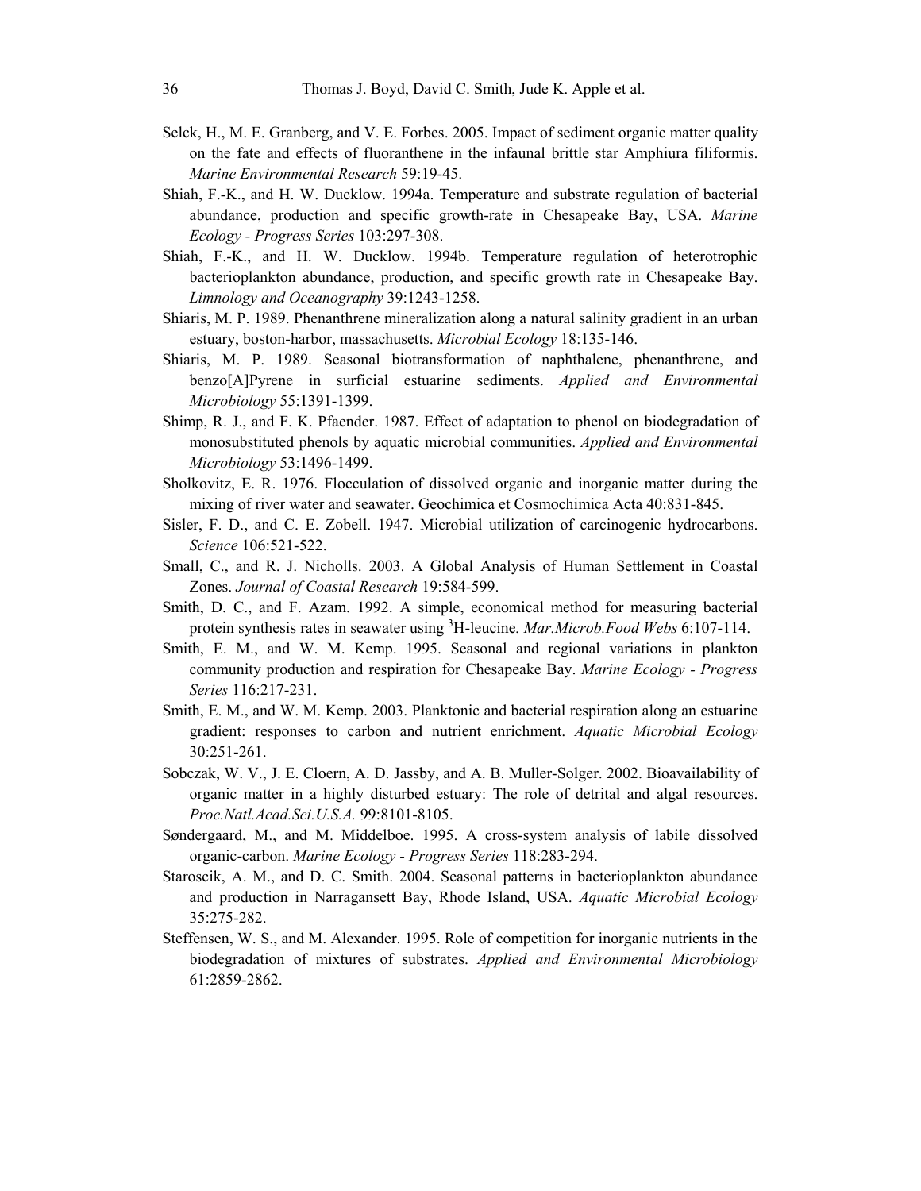Selck, H., M. E. Granberg, and V. E. Forbes. 2005. Impact of sediment organic matter quality on the fate and effects of fluoranthene in the infaunal brittle star Amphiura filiformis. *Marine Environmental Research* 59:19-45.

Shiah, F.-K., and H. W. Ducklow. 1994a. Temperature and substrate regulation of bacterial abundance, production and specific growth-rate in Chesapeake Bay, USA. *Marine Ecology - Progress Series* 103:297-308.

Shiah, F.-K., and H. W. Ducklow. 1994b. Temperature regulation of heterotrophic bacterioplankton abundance, production, and specific growth rate in Chesapeake Bay. *Limnology and Oceanography* 39:1243-1258.

Shiaris, M. P. 1989. Phenanthrene mineralization along a natural salinity gradient in an urban estuary, boston-harbor, massachusetts. *Microbial Ecology* 18:135-146.

Shiaris, M. P. 1989. Seasonal biotransformation of naphthalene, phenanthrene, and benzo[A]Pyrene in surficial estuarine sediments. *Applied and Environmental Microbiology* 55:1391-1399.

Shimp, R. J., and F. K. Pfaender. 1987. Effect of adaptation to phenol on biodegradation of monosubstituted phenols by aquatic microbial communities. *Applied and Environmental Microbiology* 53:1496-1499.

Sholkovitz, E. R. 1976. Flocculation of dissolved organic and inorganic matter during the mixing of river water and seawater. Geochimica et Cosmochimica Acta 40:831-845.

Sisler, F. D., and C. E. Zobell. 1947. Microbial utilization of carcinogenic hydrocarbons. *Science* 106:521-522.

Small, C., and R. J. Nicholls. 2003. A Global Analysis of Human Settlement in Coastal Zones. *Journal of Coastal Research* 19:584-599.

Smith, D. C., and F. Azam. 1992. A simple, economical method for measuring bacterial protein synthesis rates in seawater using $^{3}$H-leucine*. Mar.Microb.Food Webs* 6:107-114.

Smith, E. M., and W. M. Kemp. 1995. Seasonal and regional variations in plankton community production and respiration for Chesapeake Bay. *Marine Ecology - Progress Series* 116:217-231.

Smith, E. M., and W. M. Kemp. 2003. Planktonic and bacterial respiration along an estuarine gradient: responses to carbon and nutrient enrichment. *Aquatic Microbial Ecology* 30:251-261.

Sobczak, W. V., J. E. Cloern, A. D. Jassby, and A. B. Muller-Solger. 2002. Bioavailability of organic matter in a highly disturbed estuary: The role of detrital and algal resources. *Proc.Natl.Acad.Sci.U.S.A.* 99:8101-8105.

Søndergaard, M., and M. Middelboe. 1995. A cross-system analysis of labile dissolved organic-carbon. *Marine Ecology - Progress Series* 118:283-294.

Staroscik, A. M., and D. C. Smith. 2004. Seasonal patterns in bacterioplankton abundance and production in Narragansett Bay, Rhode Island, USA. *Aquatic Microbial Ecology* 35:275-282.

Steffensen, W. S., and M. Alexander. 1995. Role of competition for inorganic nutrients in the biodegradation of mixtures of substrates. *Applied and Environmental Microbiology* 61:2859-2862.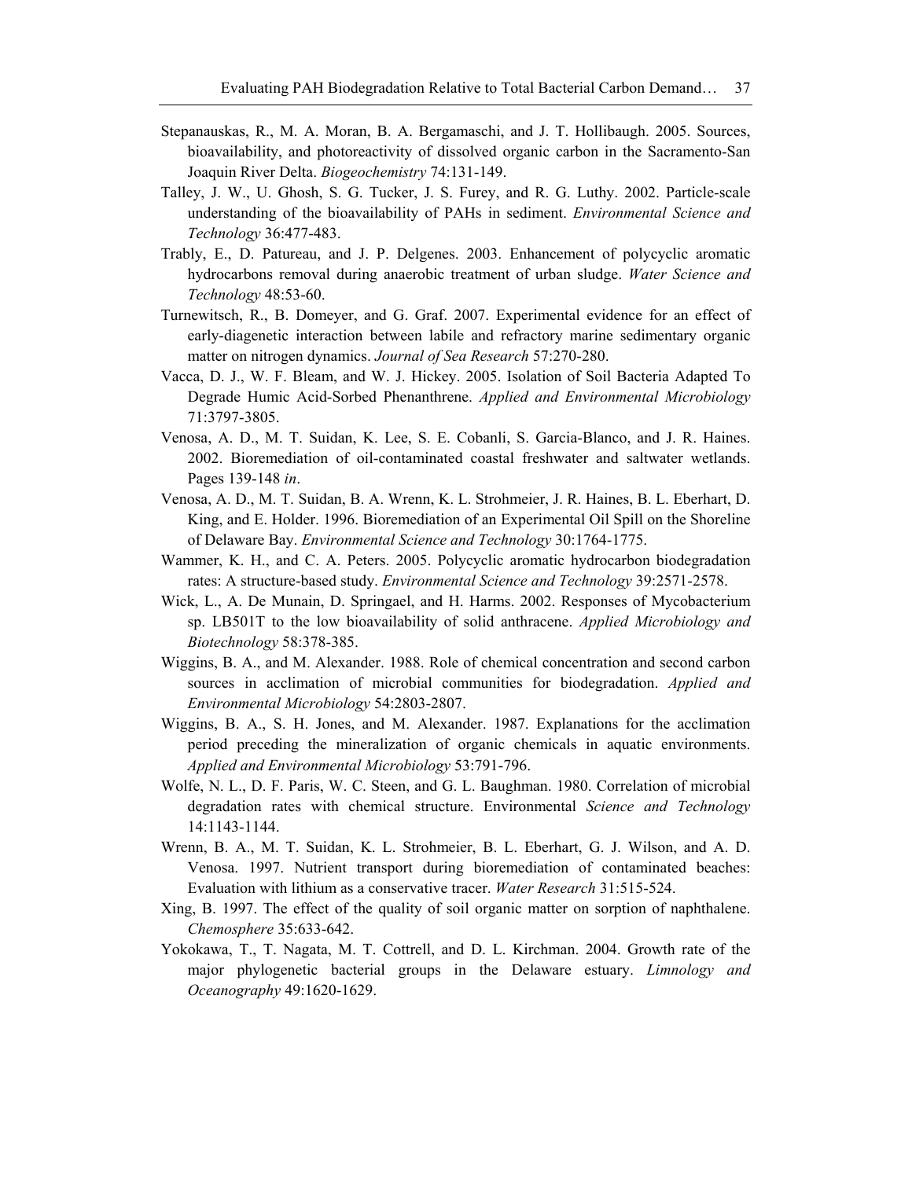Stepanauskas, R., M. A. Moran, B. A. Bergamaschi, and J. T. Hollibaugh. 2005. Sources, bioavailability, and photoreactivity of dissolved organic carbon in the Sacramento-San Joaquin River Delta. *Biogeochemistry* 74:131-149.

Talley, J. W., U. Ghosh, S. G. Tucker, J. S. Furey, and R. G. Luthy. 2002. Particle-scale understanding of the bioavailability of PAHs in sediment. *Environmental Science and Technology* 36:477-483.

Trably, E., D. Patureau, and J. P. Delgenes. 2003. Enhancement of polycyclic aromatic hydrocarbons removal during anaerobic treatment of urban sludge. *Water Science and Technology* 48:53-60.

Turnewitsch, R., B. Domeyer, and G. Graf. 2007. Experimental evidence for an effect of early-diagenetic interaction between labile and refractory marine sedimentary organic matter on nitrogen dynamics. *Journal of Sea Research* 57:270-280.

Vacca, D. J., W. F. Bleam, and W. J. Hickey. 2005. Isolation of Soil Bacteria Adapted To Degrade Humic Acid-Sorbed Phenanthrene. *Applied and Environmental Microbiology* 71:3797-3805.

Venosa, A. D., M. T. Suidan, K. Lee, S. E. Cobanli, S. Garcia-Blanco, and J. R. Haines. 2002. Bioremediation of oil-contaminated coastal freshwater and saltwater wetlands. Pages 139-148 *in*.

Venosa, A. D., M. T. Suidan, B. A. Wrenn, K. L. Strohmeier, J. R. Haines, B. L. Eberhart, D. King, and E. Holder. 1996. Bioremediation of an Experimental Oil Spill on the Shoreline of Delaware Bay. *Environmental Science and Technology* 30:1764-1775.

Wammer, K. H., and C. A. Peters. 2005. Polycyclic aromatic hydrocarbon biodegradation rates: A structure-based study. *Environmental Science and Technology* 39:2571-2578.

Wick, L., A. De Munain, D. Springael, and H. Harms. 2002. Responses of Mycobacterium sp. LB501T to the low bioavailability of solid anthracene. *Applied Microbiology and Biotechnology* 58:378-385.

Wiggins, B. A., and M. Alexander. 1988. Role of chemical concentration and second carbon sources in acclimation of microbial communities for biodegradation. *Applied and Environmental Microbiology* 54:2803-2807.

Wiggins, B. A., S. H. Jones, and M. Alexander. 1987. Explanations for the acclimation period preceding the mineralization of organic chemicals in aquatic environments. *Applied and Environmental Microbiology* 53:791-796.

Wolfe, N. L., D. F. Paris, W. C. Steen, and G. L. Baughman. 1980. Correlation of microbial degradation rates with chemical structure. Environmental *Science and Technology* 14:1143-1144.

Wrenn, B. A., M. T. Suidan, K. L. Strohmeier, B. L. Eberhart, G. J. Wilson, and A. D. Venosa. 1997. Nutrient transport during bioremediation of contaminated beaches: Evaluation with lithium as a conservative tracer. *Water Research* 31:515-524.

Xing, B. 1997. The effect of the quality of soil organic matter on sorption of naphthalene. *Chemosphere* 35:633-642.

Yokokawa, T., T. Nagata, M. T. Cottrell, and D. L. Kirchman. 2004. Growth rate of the major phylogenetic bacterial groups in the Delaware estuary. *Limnology and Oceanography* 49:1620-1629.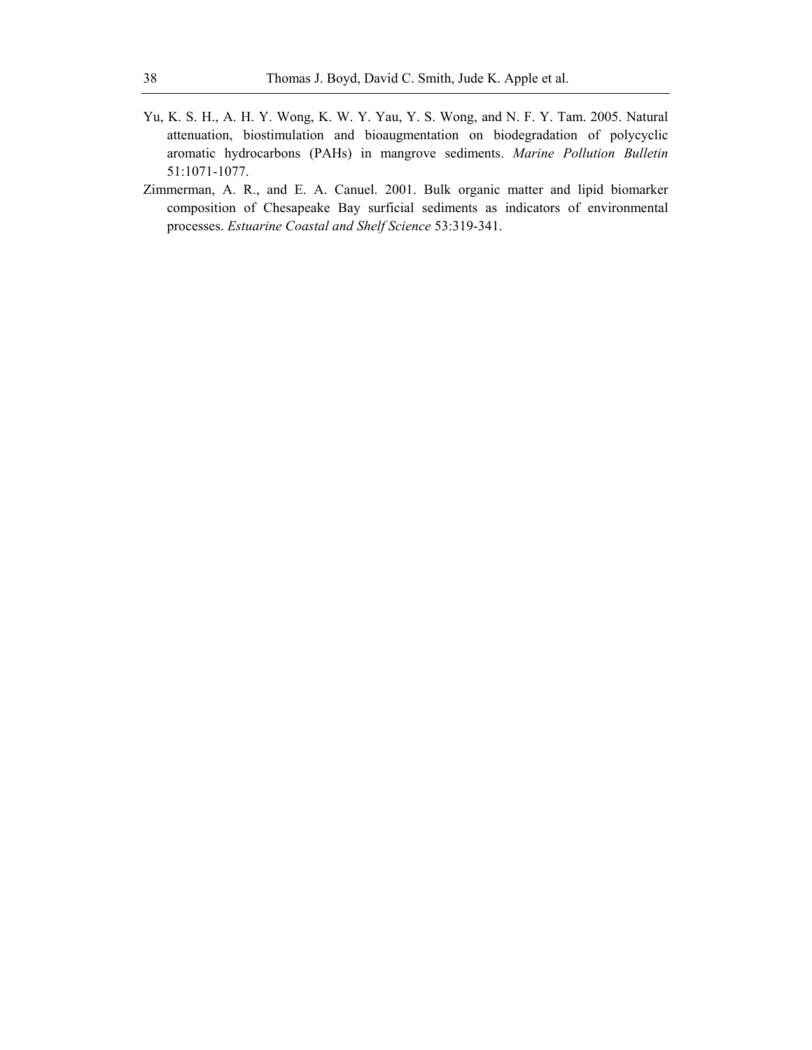Yu, K. S. H., A. H. Y. Wong, K. W. Y. Yau, Y. S. Wong, and N. F. Y. Tam. 2005. Natural attenuation, biostimulation and bioaugmentation on biodegradation of polycyclic aromatic hydrocarbons (PAHs) in mangrove sediments. *Marine Pollution Bulletin* 51:1071-1077.

Zimmerman, A. R., and E. A. Canuel. 2001. Bulk organic matter and lipid biomarker composition of Chesapeake Bay surficial sediments as indicators of environmental processes. *Estuarine Coastal and Shelf Science* 53:319-341.